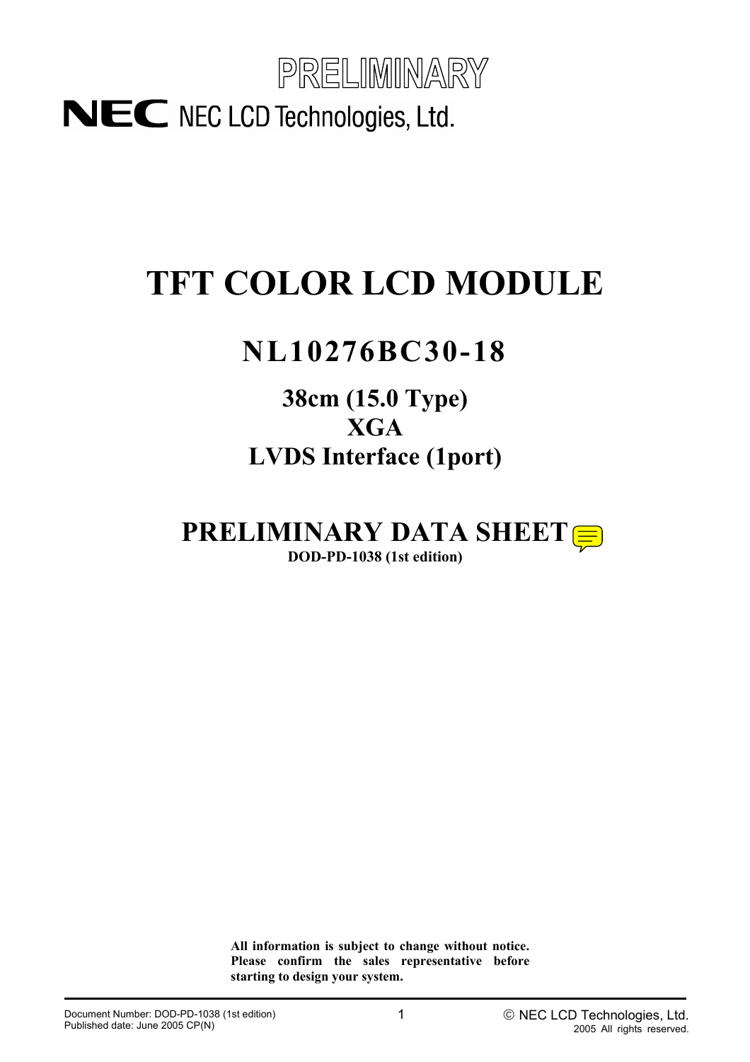PRELIMINARY

NEC LCD Technologies, Ltd.

# TFT COLOR LCD MODULE

## NL10276BC30-18

### 38cm (15.0 Type)
### XGA
### LVDS Interface (1port)

## PRELIMINARY DATA SHEET

**DOD-PD-1038 (1st edition)**

**All information is subject to change without notice. Please confirm the sales representative before starting to design your system.**

Document Number: DOD-PD-1038 (1st edition)
Published date: June 2005 CP(N)

© NEC LCD Technologies, Ltd.
2005 All rights reserved.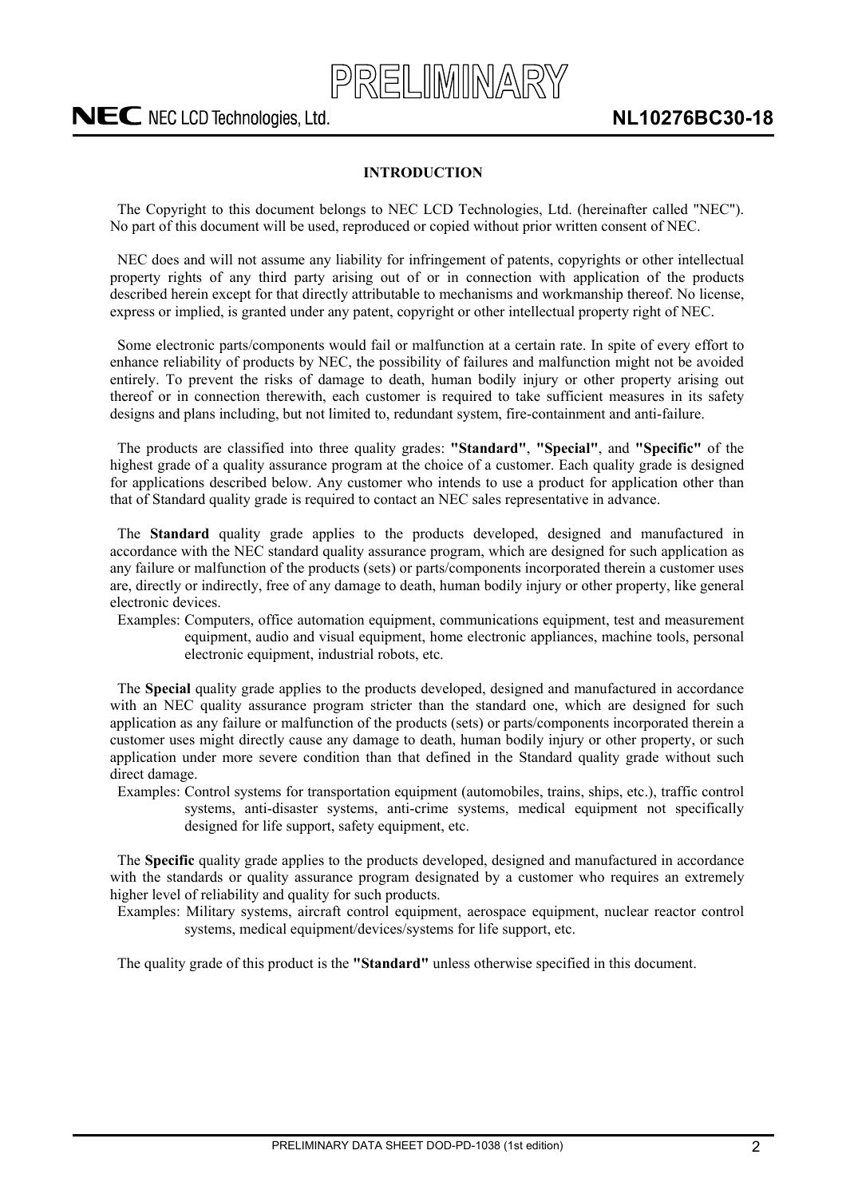## INTRODUCTION

The Copyright to this document belongs to NEC LCD Technologies, Ltd. (hereinafter called "NEC"). No part of this document will be used, reproduced or copied without prior written consent of NEC.

NEC does and will not assume any liability for infringement of patents, copyrights or other intellectual property rights of any third party arising out of or in connection with application of the products described herein except for that directly attributable to mechanisms and workmanship thereof. No license, express or implied, is granted under any patent, copyright or other intellectual property right of NEC.

Some electronic parts/components would fail or malfunction at a certain rate. In spite of every effort to enhance reliability of products by NEC, the possibility of failures and malfunction might not be avoided entirely. To prevent the risks of damage to death, human bodily injury or other property arising out thereof or in connection therewith, each customer is required to take sufficient measures in its safety designs and plans including, but not limited to, redundant system, fire-containment and anti-failure.

The products are classified into three quality grades: **"Standard"**, **"Special"**, and **"Specific"** of the highest grade of a quality assurance program at the choice of a customer. Each quality grade is designed for applications described below. Any customer who intends to use a product for application other than that of Standard quality grade is required to contact an NEC sales representative in advance.

The **Standard** quality grade applies to the products developed, designed and manufactured in accordance with the NEC standard quality assurance program, which are designed for such application as any failure or malfunction of the products (sets) or parts/components incorporated therein a customer uses are, directly or indirectly, free of any damage to death, human bodily injury or other property, like general electronic devices.

Examples: Computers, office automation equipment, communications equipment, test and measurement equipment, audio and visual equipment, home electronic appliances, machine tools, personal electronic equipment, industrial robots, etc.

The **Special** quality grade applies to the products developed, designed and manufactured in accordance with an NEC quality assurance program stricter than the standard one, which are designed for such application as any failure or malfunction of the products (sets) or parts/components incorporated therein a customer uses might directly cause any damage to death, human bodily injury or other property, or such application under more severe condition than that defined in the Standard quality grade without such direct damage.

Examples: Control systems for transportation equipment (automobiles, trains, ships, etc.), traffic control systems, anti-disaster systems, anti-crime systems, medical equipment not specifically designed for life support, safety equipment, etc.

The **Specific** quality grade applies to the products developed, designed and manufactured in accordance with the standards or quality assurance program designated by a customer who requires an extremely higher level of reliability and quality for such products.

Examples: Military systems, aircraft control equipment, aerospace equipment, nuclear reactor control systems, medical equipment/devices/systems for life support, etc.

The quality grade of this product is the **"Standard"** unless otherwise specified in this document.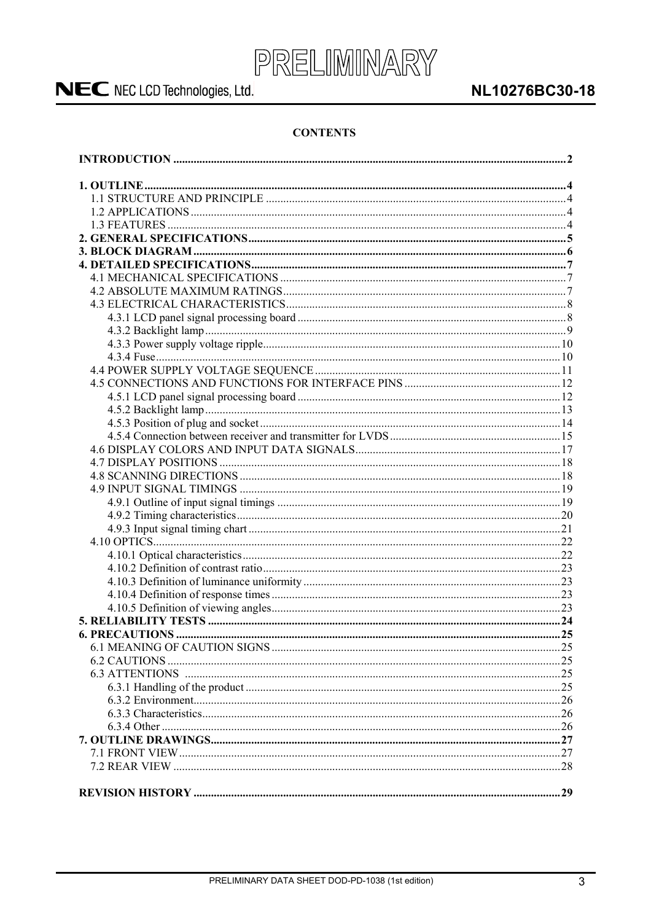**CONTENTS**

| | |
|---|---|
| **INTRODUCTION** | **2** |
| **1. OUTLINE** | **4** |
| 1.1 STRUCTURE AND PRINCIPLE | 4 |
| 1.2 APPLICATIONS | 4 |
| 1.3 FEATURES | 4 |
| **2. GENERAL SPECIFICATIONS** | **5** |
| **3. BLOCK DIAGRAM** | **6** |
| **4. DETAILED SPECIFICATIONS** | **7** |
| 4.1 MECHANICAL SPECIFICATIONS | 7 |
| 4.2 ABSOLUTE MAXIMUM RATINGS | 7 |
| 4.3 ELECTRICAL CHARACTERISTICS | 8 |
| 4.3.1 LCD panel signal processing board | 8 |
| 4.3.2 Backlight lamp | 9 |
| 4.3.3 Power supply voltage ripple | 10 |
| 4.3.4 Fuse | 10 |
| 4.4 POWER SUPPLY VOLTAGE SEQUENCE | 11 |
| 4.5 CONNECTIONS AND FUNCTIONS FOR INTERFACE PINS | 12 |
| 4.5.1 LCD panel signal processing board | 12 |
| 4.5.2 Backlight lamp | 13 |
| 4.5.3 Position of plug and socket | 14 |
| 4.5.4 Connection between receiver and transmitter for LVDS | 15 |
| 4.6 DISPLAY COLORS AND INPUT DATA SIGNALS | 17 |
| 4.7 DISPLAY POSITIONS | 18 |
| 4.8 SCANNING DIRECTIONS | 18 |
| 4.9 INPUT SIGNAL TIMINGS | 19 |
| 4.9.1 Outline of input signal timings | 19 |
| 4.9.2 Timing characteristics | 20 |
| 4.9.3 Input signal timing chart | 21 |
| 4.10 OPTICS | 22 |
| 4.10.1 Optical characteristics | 22 |
| 4.10.2 Definition of contrast ratio | 23 |
| 4.10.3 Definition of luminance uniformity | 23 |
| 4.10.4 Definition of response times | 23 |
| 4.10.5 Definition of viewing angles | 23 |
| **5. RELIABILITY TESTS** | **24** |
| **6. PRECAUTIONS** | **25** |
| 6.1 MEANING OF CAUTION SIGNS | 25 |
| 6.2 CAUTIONS | 25 |
| 6.3 ATTENTIONS | 25 |
| 6.3.1 Handling of the product | 25 |
| 6.3.2 Environment | 26 |
| 6.3.3 Characteristics | 26 |
| 6.3.4 Other | 26 |
| **7. OUTLINE DRAWINGS** | **27** |
| 7.1 FRONT VIEW | 27 |
| 7.2 REAR VIEW | 28 |
| **REVISION HISTORY** | **29** |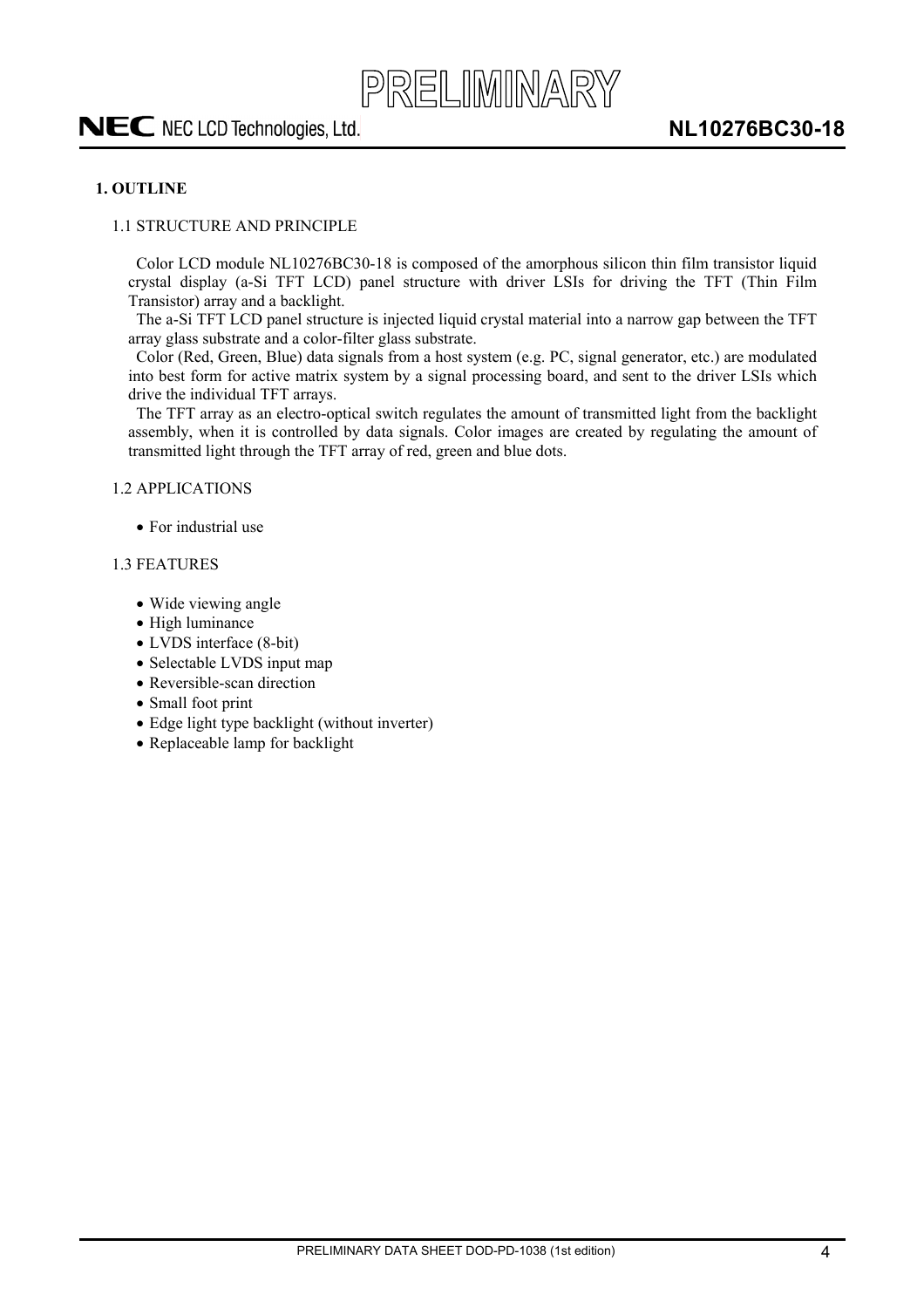## 1. OUTLINE

### 1.1 STRUCTURE AND PRINCIPLE

Color LCD module NL10276BC30-18 is composed of the amorphous silicon thin film transistor liquid crystal display (a-Si TFT LCD) panel structure with driver LSIs for driving the TFT (Thin Film Transistor) array and a backlight.

The a-Si TFT LCD panel structure is injected liquid crystal material into a narrow gap between the TFT array glass substrate and a color-filter glass substrate.

Color (Red, Green, Blue) data signals from a host system (e.g. PC, signal generator, etc.) are modulated into best form for active matrix system by a signal processing board, and sent to the driver LSIs which drive the individual TFT arrays.

The TFT array as an electro-optical switch regulates the amount of transmitted light from the backlight assembly, when it is controlled by data signals. Color images are created by regulating the amount of transmitted light through the TFT array of red, green and blue dots.

### 1.2 APPLICATIONS

- For industrial use

### 1.3 FEATURES

- Wide viewing angle
- High luminance
- LVDS interface (8-bit)
- Selectable LVDS input map
- Reversible-scan direction
- Small foot print
- Edge light type backlight (without inverter)
- Replaceable lamp for backlight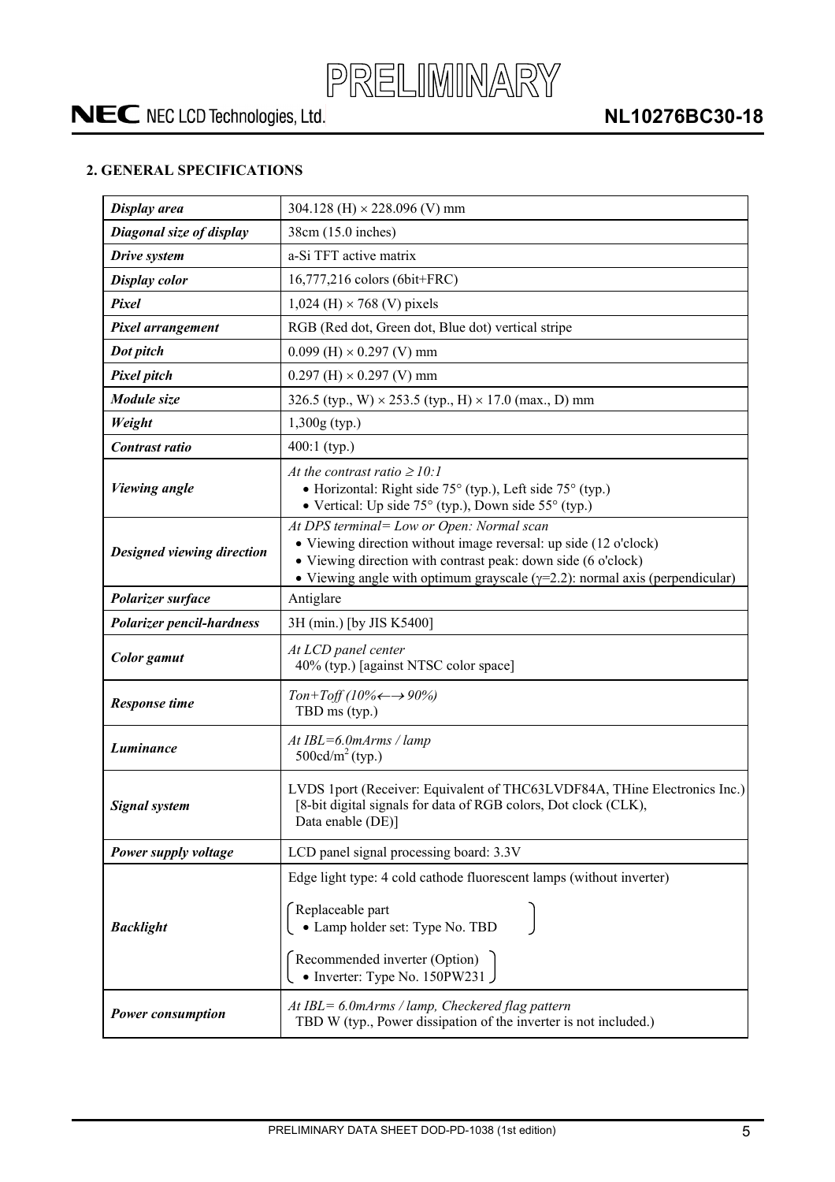## 2. GENERAL SPECIFICATIONS

| | |
|---|---|
| ***Display area*** | 304.128 (H) × 228.096 (V) mm |
| ***Diagonal size of display*** | 38cm (15.0 inches) |
| ***Drive system*** | a-Si TFT active matrix |
| ***Display color*** | 16,777,216 colors (6bit+FRC) |
| ***Pixel*** | 1,024 (H) × 768 (V) pixels |
| ***Pixel arrangement*** | RGB (Red dot, Green dot, Blue dot) vertical stripe |
| ***Dot pitch*** | 0.099 (H) × 0.297 (V) mm |
| ***Pixel pitch*** | 0.297 (H) × 0.297 (V) mm |
| ***Module size*** | 326.5 (typ., W) × 253.5 (typ., H) × 17.0 (max., D) mm |
| ***Weight*** | 1,300g (typ.) |
| ***Contrast ratio*** | 400:1 (typ.) |
| ***Viewing angle*** | *At the contrast ratio ≥ 10:1*<br>• Horizontal: Right side 75° (typ.), Left side 75° (typ.)<br>• Vertical: Up side 75° (typ.), Down side 55° (typ.) |
| ***Designed viewing direction*** | *At DPS terminal= Low or Open: Normal scan*<br>• Viewing direction without image reversal: up side (12 o'clock)<br>• Viewing direction with contrast peak: down side (6 o'clock)<br>• Viewing angle with optimum grayscale ($\gamma$=2.2): normal axis (perpendicular) |
| ***Polarizer surface*** | Antiglare |
| ***Polarizer pencil-hardness*** | 3H (min.) [by JIS K5400] |
| ***Color gamut*** | *At LCD panel center*<br>40% (typ.) [against NTSC color space] |
| ***Response time*** | *Ton+Toff (10%←→90%)*<br>TBD ms (typ.) |
| ***Luminance*** | *At IBL=6.0mArms / lamp*<br>500cd/$m^2$ (typ.) |
| ***Signal system*** | LVDS 1port (Receiver: Equivalent of THC63LVDF84A, THine Electronics Inc.)<br>[8-bit digital signals for data of RGB colors, Dot clock (CLK), Data enable (DE)] |
| ***Power supply voltage*** | LCD panel signal processing board: 3.3V |
| ***Backlight*** | Edge light type: 4 cold cathode fluorescent lamps (without inverter)<br>[Replaceable part<br>• Lamp holder set: Type No. TBD]<br>[Recommended inverter (Option)<br>• Inverter: Type No. 150PW231] |
| ***Power consumption*** | *At IBL= 6.0mArms / lamp, Checkered flag pattern*<br>TBD W (typ., Power dissipation of the inverter is not included.) |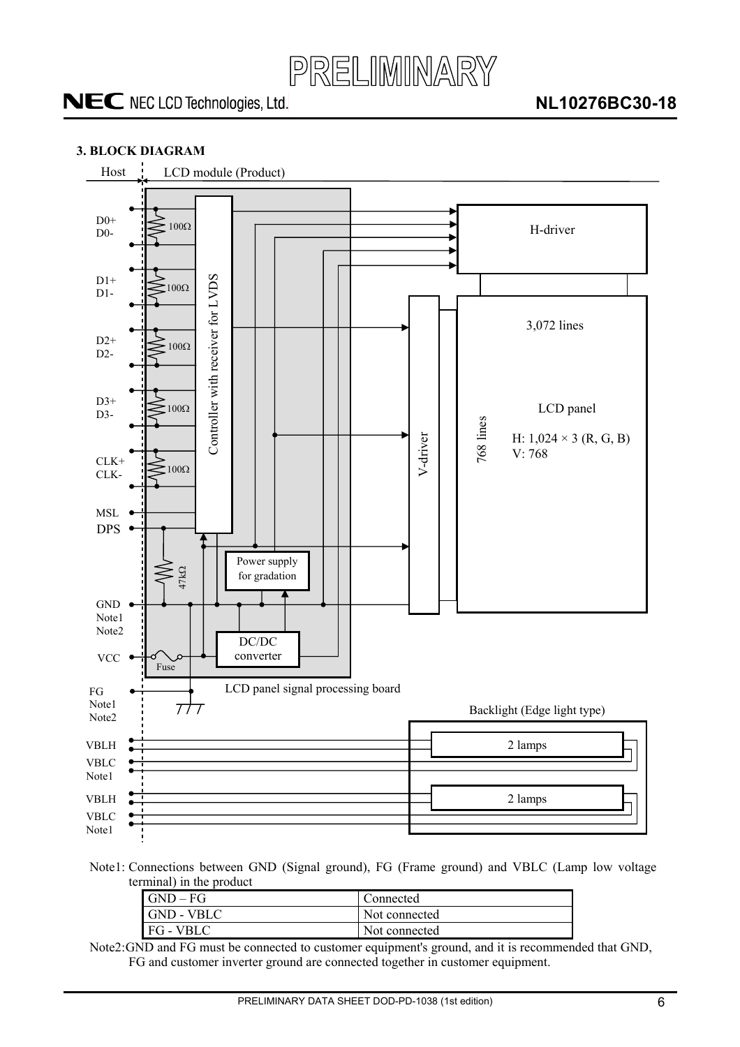### 3. BLOCK DIAGRAM

Host | LCD module (Product)

D0+
D0-
100Ω

D1+
D1-
100Ω

D2+
D2-
100Ω

D3+
D3-
100Ω

CLK+
CLK-
100Ω

MSL
DPS

47kΩ

GND
Note1
Note2

VCC
Fuse

Controller with receiver for LVDS

Power supply for gradation

DC/DC converter

LCD panel signal processing board

H-driver

V-driver

3,072 lines

768 lines

LCD panel

H: 1,024 × 3 (R, G, B)
V: 768

FG
Note1
Note2

Backlight (Edge light type)

VBLH
VBLC
Note1

2 lamps

VBLH
VBLC
Note1

2 lamps

Note1: Connections between GND (Signal ground), FG (Frame ground) and VBLC (Lamp low voltage terminal) in the product

| | |
|---|---|
| GND – FG | Connected |
| GND - VBLC | Not connected |
| FG - VBLC | Not connected |

Note2: GND and FG must be connected to customer equipment's ground, and it is recommended that GND, FG and customer inverter ground are connected together in customer equipment.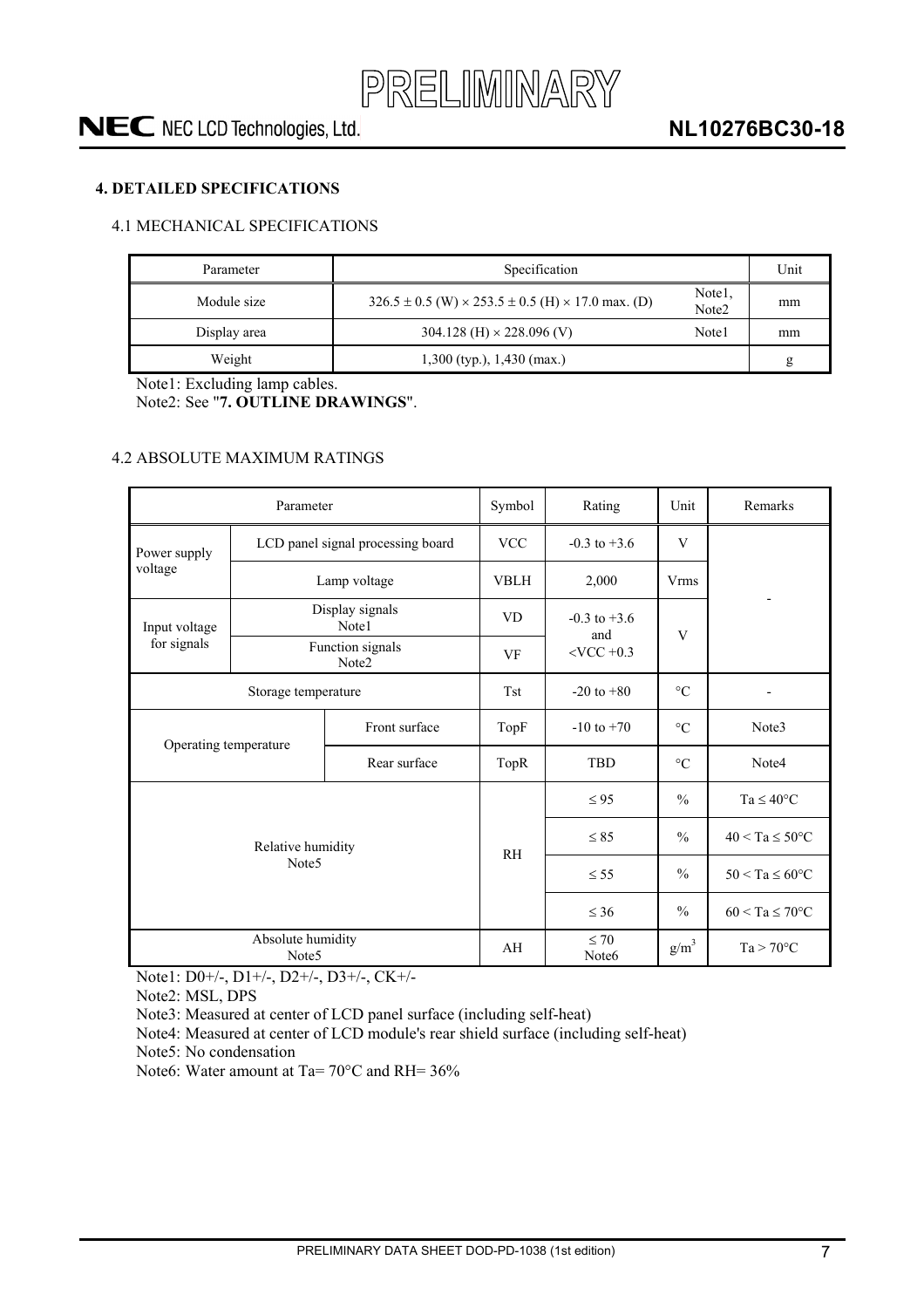## 4. DETAILED SPECIFICATIONS

### 4.1 MECHANICAL SPECIFICATIONS

| Parameter | Specification | | Unit |
|---|---|---|---|
| Module size | 326.5 ± 0.5 (W) × 253.5 ± 0.5 (H) × 17.0 max. (D) | Note1, Note2 | mm |
| Display area | 304.128 (H) × 228.096 (V) | Note1 | mm |
| Weight | 1,300 (typ.), 1,430 (max.) | | g |

Note1: Excluding lamp cables.
Note2: See "**7. OUTLINE DRAWINGS**".

### 4.2 ABSOLUTE MAXIMUM RATINGS

| Parameter | | | Symbol | Rating | Unit | Remarks |
|---|---|---|---|---|---|---|
| Power supply voltage | LCD panel signal processing board | | VCC | -0.3 to +3.6 | V | - |
| | Lamp voltage | | VBLH | 2,000 | Vrms | |
| Input voltage for signals | Display signals Note1 | | VD | -0.3 to +3.6 and <VCC +0.3 | V | |
| | Function signals Note2 | | VF | | | |
| Storage temperature | | | Tst | -20 to +80 | °C | - |
| Operating temperature | | Front surface | TopF | -10 to +70 | °C | Note3 |
| | | Rear surface | TopR | TBD | °C | Note4 |
| Relative humidity Note5 | | | RH | ≤ 95 | % | Ta ≤ 40°C |
| | | | | ≤ 85 | % | 40 < Ta ≤ 50°C |
| | | | | ≤ 55 | % | 50 < Ta ≤ 60°C |
| | | | | ≤ 36 | % | 60 < Ta ≤ 70°C |
| Absolute humidity Note5 | | | AH | ≤ 70 Note6 | $g/m^3$ | Ta > 70°C |

Note1: D0+/-, D1+/-, D2+/-, D3+/-, CK+/-
Note2: MSL, DPS
Note3: Measured at center of LCD panel surface (including self-heat)
Note4: Measured at center of LCD module's rear shield surface (including self-heat)
Note5: No condensation
Note6: Water amount at Ta= 70°C and RH= 36%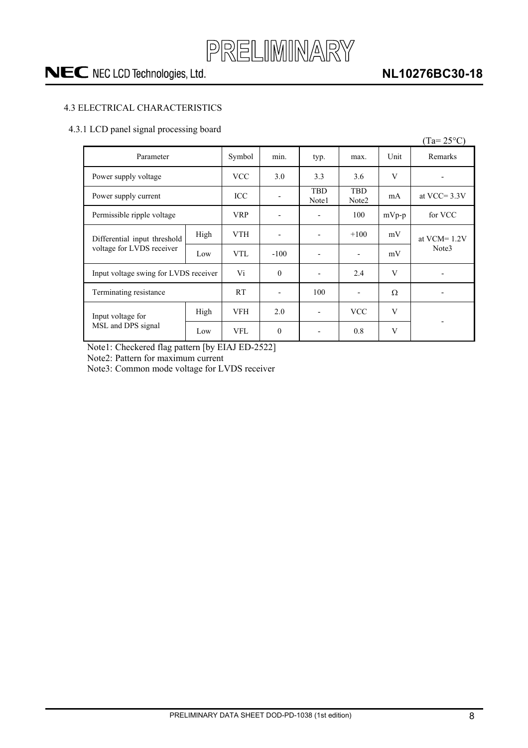### 4.3 ELECTRICAL CHARACTERISTICS

#### 4.3.1 LCD panel signal processing board

(Ta= 25°C)

| Parameter | | Symbol | min. | typ. | max. | Unit | Remarks |
|---|---|---|---|---|---|---|---|
| Power supply voltage | | VCC | 3.0 | 3.3 | 3.6 | V | - |
| Power supply current | | ICC | - | TBD Note1 | TBD Note2 | mA | at VCC= 3.3V |
| Permissible ripple voltage | | VRP | - | - | 100 | mVp-p | for VCC |
| Differential input threshold voltage for LVDS receiver | High | VTH | - | - | +100 | mV | at VCM= 1.2V Note3 |
| | Low | VTL | -100 | - | - | mV | |
| Input voltage swing for LVDS receiver | | Vi | 0 | - | 2.4 | V | - |
| Terminating resistance | | RT | - | 100 | - | Ω | - |
| Input voltage for MSL and DPS signal | High | VFH | 2.0 | - | VCC | V | - |
| | Low | VFL | 0 | - | 0.8 | V | |

Note1: Checkered flag pattern [by EIAJ ED-2522]

Note2: Pattern for maximum current

Note3: Common mode voltage for LVDS receiver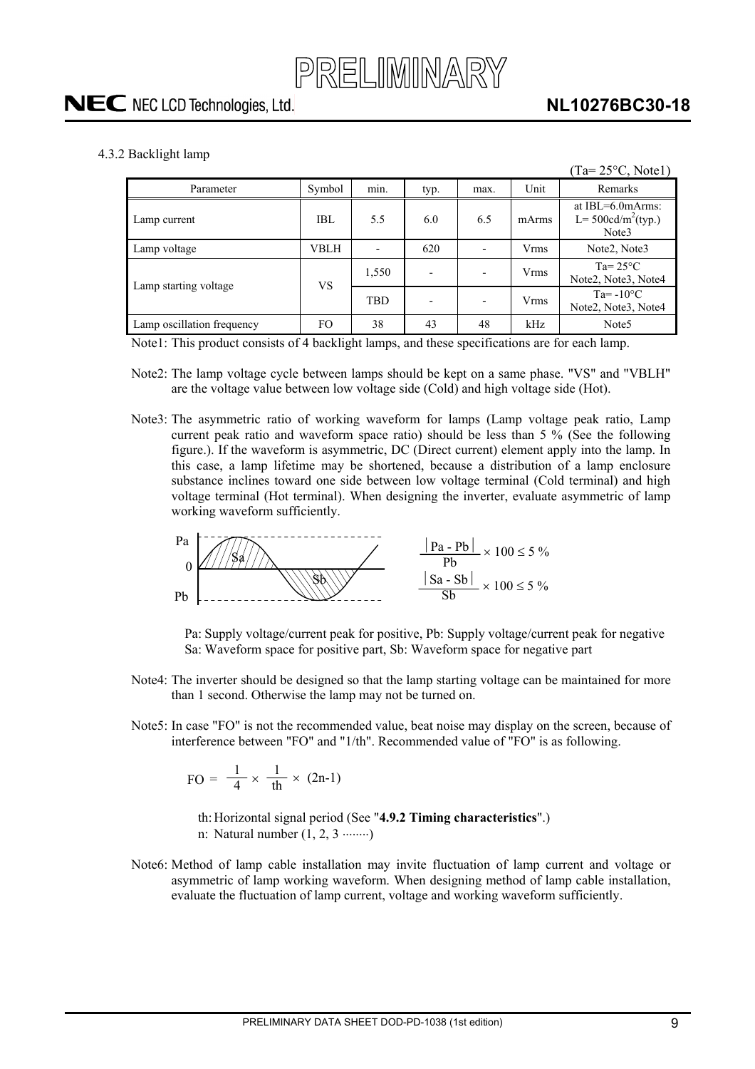### 4.3.2 Backlight lamp

(Ta= 25°C, Note1)

| Parameter | Symbol | min. | typ. | max. | Unit | Remarks |
|---|---|---|---|---|---|---|
| Lamp current | IBL | 5.5 | 6.0 | 6.5 | mArms | at IBL=6.0mArms: L= 500cd/m$^2$(typ.) Note3 |
| Lamp voltage | VBLH | - | 620 | - | Vrms | Note2, Note3 |
| Lamp starting voltage | VS | 1,550 | - | - | Vrms | Ta= 25°C Note2, Note3, Note4 |
| | | TBD | - | - | Vrms | Ta= -10°C Note2, Note3, Note4 |
| Lamp oscillation frequency | FO | 38 | 43 | 48 | kHz | Note5 |

Note1: This product consists of 4 backlight lamps, and these specifications are for each lamp.

Note2: The lamp voltage cycle between lamps should be kept on a same phase. "VS" and "VBLH" are the voltage value between low voltage side (Cold) and high voltage side (Hot).

Note3: The asymmetric ratio of working waveform for lamps (Lamp voltage peak ratio, Lamp current peak ratio and waveform space ratio) should be less than 5 % (See the following figure.). If the waveform is asymmetric, DC (Direct current) element apply into the lamp. In this case, a lamp lifetime may be shortened, because a distribution of a lamp enclosure substance inclines toward one side between low voltage terminal (Cold terminal) and high voltage terminal (Hot terminal). When designing the inverter, evaluate asymmetric of lamp working waveform sufficiently.

$$\frac{|Pa - Pb|}{Pb} \times 100 \leq 5\ \%$$

$$\frac{|Sa - Sb|}{Sb} \times 100 \leq 5\ \%$$

Pa: Supply voltage/current peak for positive, Pb: Supply voltage/current peak for negative
Sa: Waveform space for positive part, Sb: Waveform space for negative part

Note4: The inverter should be designed so that the lamp starting voltage can be maintained for more than 1 second. Otherwise the lamp may not be turned on.

Note5: In case "FO" is not the recommended value, beat noise may display on the screen, because of interference between "FO" and "1/th". Recommended value of "FO" is as following.

$$FO = \frac{1}{4} \times \frac{1}{th} \times (2n-1)$$

th: Horizontal signal period (See "**4.9.2 Timing characteristics**".)
n: Natural number (1, 2, 3 ········)

Note6: Method of lamp cable installation may invite fluctuation of lamp current and voltage or asymmetric of lamp working waveform. When designing method of lamp cable installation, evaluate the fluctuation of lamp current, voltage and working waveform sufficiently.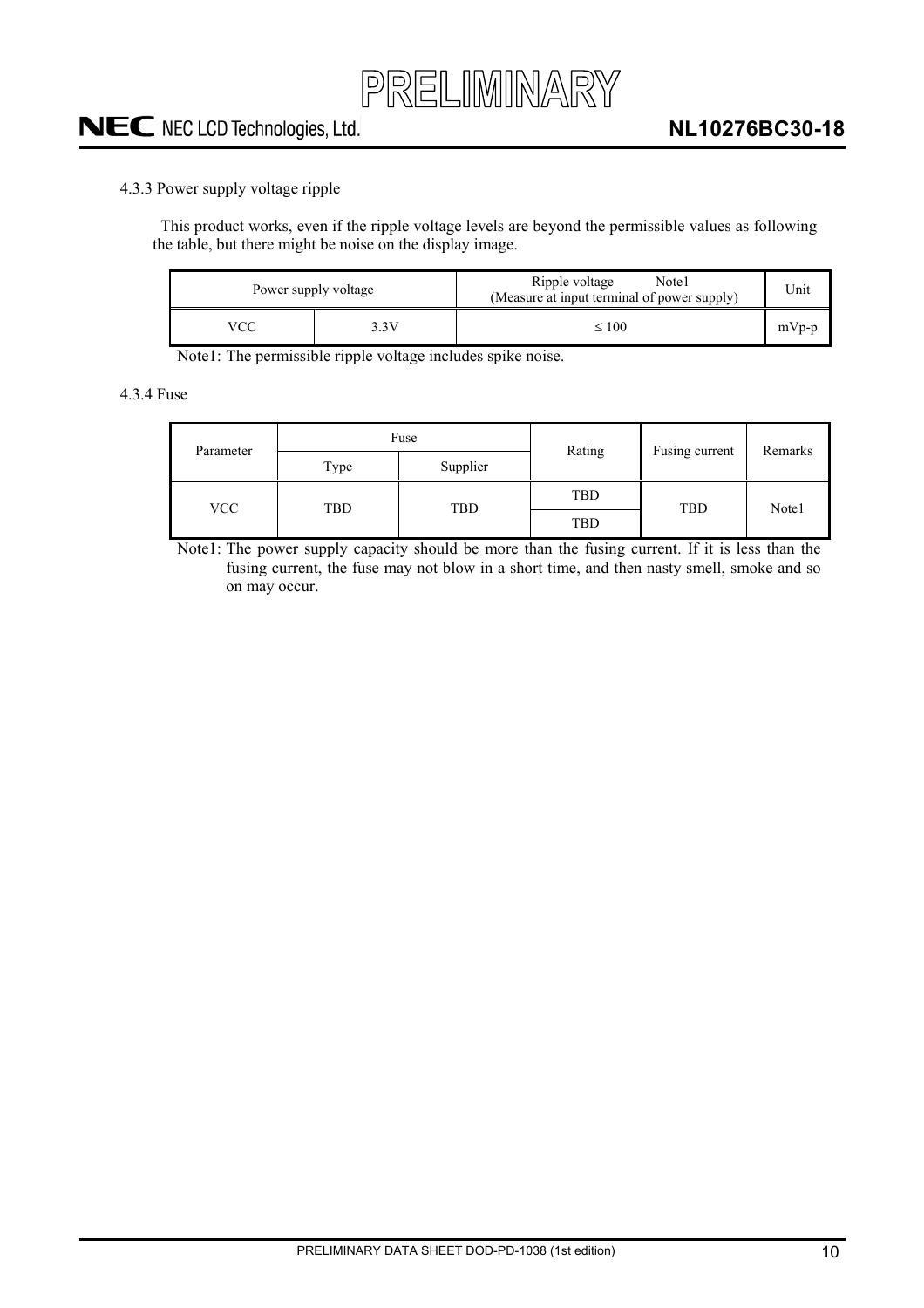4.3.3 Power supply voltage ripple

This product works, even if the ripple voltage levels are beyond the permissible values as following the table, but there might be noise on the display image.

| Power supply voltage | | Ripple voltage Note1 (Measure at input terminal of power supply) | Unit |
|---|---|---|---|
| VCC | 3.3V | ≤ 100 | mVp-p |

Note1: The permissible ripple voltage includes spike noise.

4.3.4 Fuse

| Parameter | Fuse | | Rating | Fusing current | Remarks |
|---|---|---|---|---|---|
| | Type | Supplier | | | |
| VCC | TBD | TBD | TBD | TBD | Note1 |
| | | | TBD | | |

Note1: The power supply capacity should be more than the fusing current. If it is less than the fusing current, the fuse may not blow in a short time, and then nasty smell, smoke and so on may occur.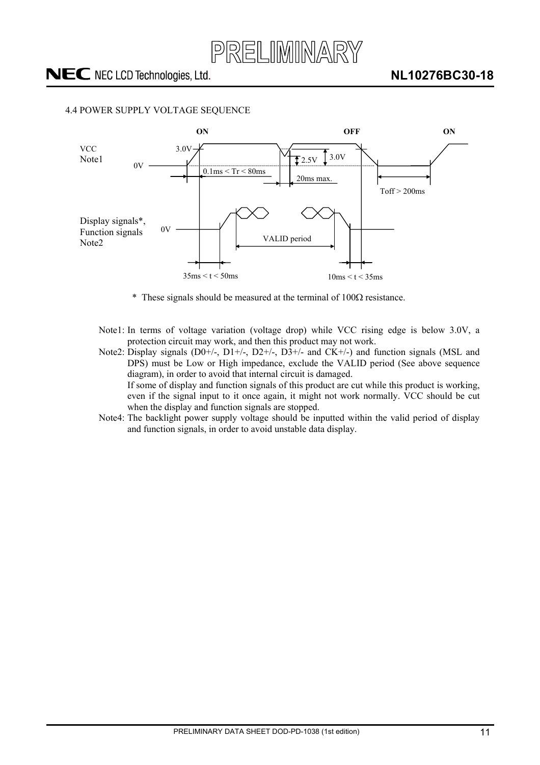### 4.4 POWER SUPPLY VOLTAGE SEQUENCE

ON OFF ON

VCC
Note1

3.0V
0V
0.1ms < Tr < 80ms
2.5V
3.0V
20ms max.
Toff > 200ms

Display signals*,
Function signals
Note2

0V
VALID period

35ms < t < 50ms
10ms < t < 35ms

\* These signals should be measured at the terminal of 100Ω resistance.

Note1: In terms of voltage variation (voltage drop) while VCC rising edge is below 3.0V, a protection circuit may work, and then this product may not work.

Note2: Display signals (D0+/-, D1+/-, D2+/-, D3+/- and CK+/-) and function signals (MSL and DPS) must be Low or High impedance, exclude the VALID period (See above sequence diagram), in order to avoid that internal circuit is damaged.
If some of display and function signals of this product are cut while this product is working, even if the signal input to it once again, it might not work normally. VCC should be cut when the display and function signals are stopped.

Note4: The backlight power supply voltage should be inputted within the valid period of display and function signals, in order to avoid unstable data display.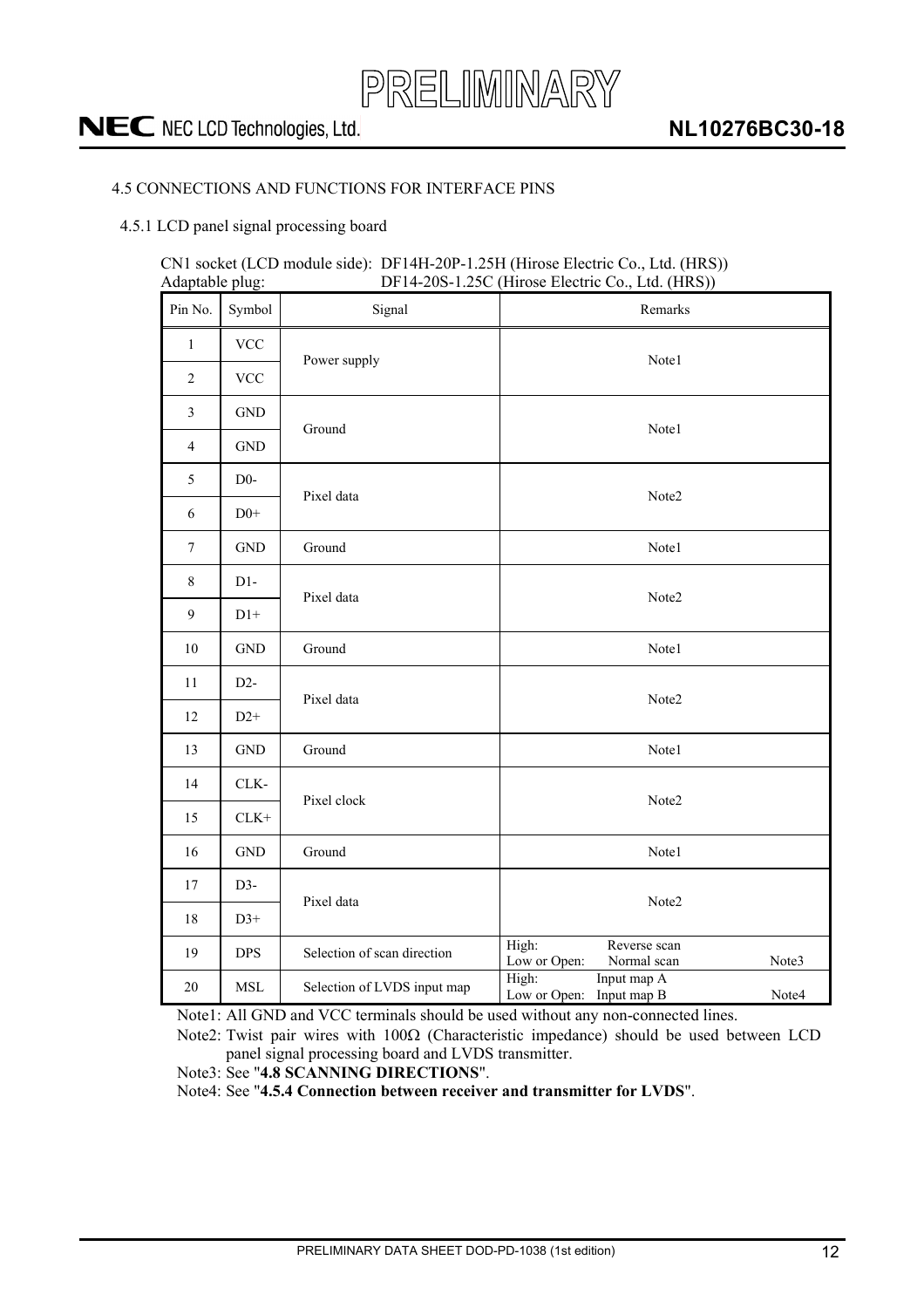### 4.5 CONNECTIONS AND FUNCTIONS FOR INTERFACE PINS

#### 4.5.1 LCD panel signal processing board

CN1 socket (LCD module side): DF14H-20P-1.25H (Hirose Electric Co., Ltd. (HRS))
Adaptable plug: DF14-20S-1.25C (Hirose Electric Co., Ltd. (HRS))

| Pin No. | Symbol | Signal | Remarks |
|---|---|---|---|
| 1 | VCC | Power supply | Note1 |
| 2 | VCC | | |
| 3 | GND | Ground | Note1 |
| 4 | GND | | |
| 5 | D0- | Pixel data | Note2 |
| 6 | D0+ | | |
| 7 | GND | Ground | Note1 |
| 8 | D1- | Pixel data | Note2 |
| 9 | D1+ | | |
| 10 | GND | Ground | Note1 |
| 11 | D2- | Pixel data | Note2 |
| 12 | D2+ | | |
| 13 | GND | Ground | Note1 |
| 14 | CLK- | Pixel clock | Note2 |
| 15 | CLK+ | | |
| 16 | GND | Ground | Note1 |
| 17 | D3- | Pixel data | Note2 |
| 18 | D3+ | | |
| 19 | DPS | Selection of scan direction | High: Reverse scan<br>Low or Open: Normal scan Note3 |
| 20 | MSL | Selection of LVDS input map | High: Input map A<br>Low or Open: Input map B Note4 |

Note1: All GND and VCC terminals should be used without any non-connected lines.

Note2: Twist pair wires with 100Ω (Characteristic impedance) should be used between LCD panel signal processing board and LVDS transmitter.

Note3: See "**4.8 SCANNING DIRECTIONS**".

Note4: See "**4.5.4 Connection between receiver and transmitter for LVDS**".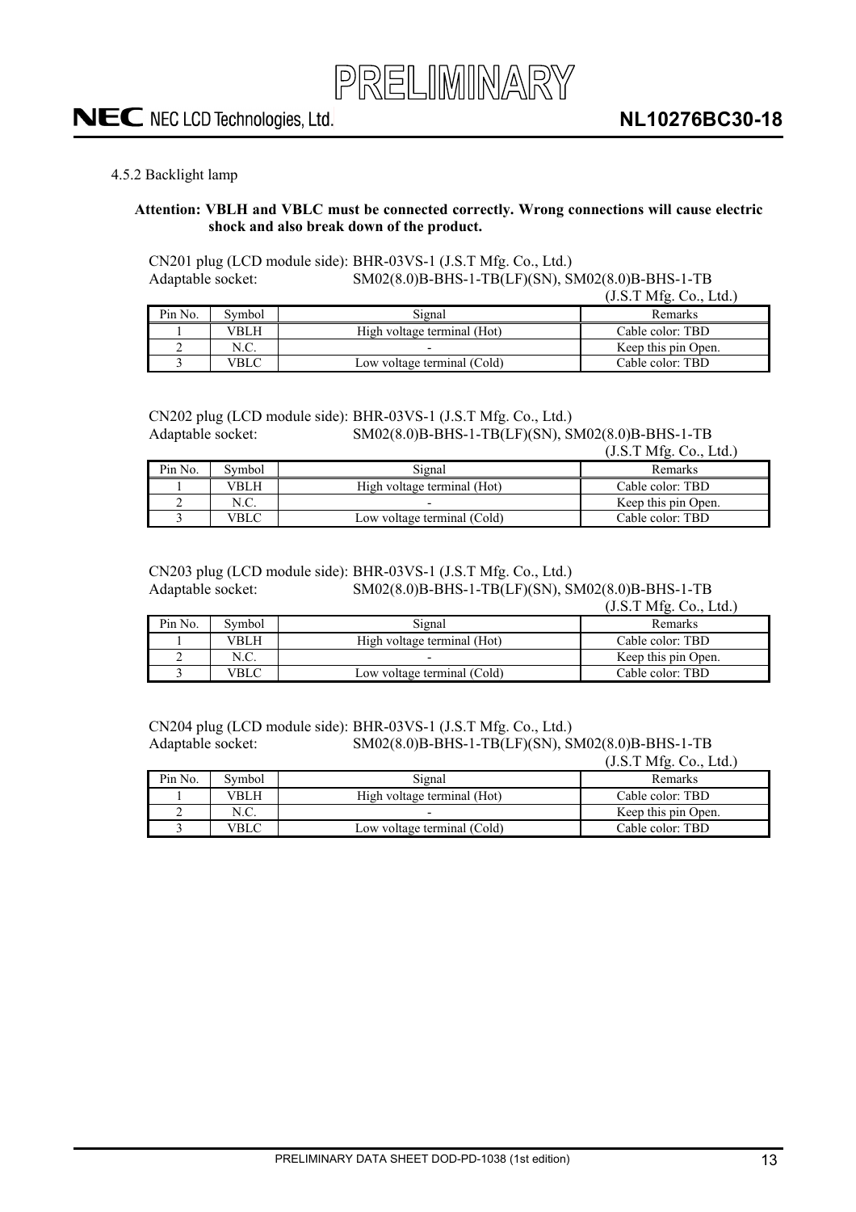#### 4.5.2 Backlight lamp

**Attention: VBLH and VBLC must be connected correctly. Wrong connections will cause electric shock and also break down of the product.**

CN201 plug (LCD module side): BHR-03VS-1 (J.S.T Mfg. Co., Ltd.)
Adaptable socket: SM02(8.0)B-BHS-1-TB(LF)(SN), SM02(8.0)B-BHS-1-TB
(J.S.T Mfg. Co., Ltd.)

| Pin No. | Symbol | Signal | Remarks |
|---|---|---|---|
| 1 | VBLH | High voltage terminal (Hot) | Cable color: TBD |
| 2 | N.C. | - | Keep this pin Open. |
| 3 | VBLC | Low voltage terminal (Cold) | Cable color: TBD |

CN202 plug (LCD module side): BHR-03VS-1 (J.S.T Mfg. Co., Ltd.)
Adaptable socket: SM02(8.0)B-BHS-1-TB(LF)(SN), SM02(8.0)B-BHS-1-TB
(J.S.T Mfg. Co., Ltd.)

| Pin No. | Symbol | Signal | Remarks |
|---|---|---|---|
| 1 | VBLH | High voltage terminal (Hot) | Cable color: TBD |
| 2 | N.C. | - | Keep this pin Open. |
| 3 | VBLC | Low voltage terminal (Cold) | Cable color: TBD |

CN203 plug (LCD module side): BHR-03VS-1 (J.S.T Mfg. Co., Ltd.)
Adaptable socket: SM02(8.0)B-BHS-1-TB(LF)(SN), SM02(8.0)B-BHS-1-TB
(J.S.T Mfg. Co., Ltd.)

| Pin No. | Symbol | Signal | Remarks |
|---|---|---|---|
| 1 | VBLH | High voltage terminal (Hot) | Cable color: TBD |
| 2 | N.C. | - | Keep this pin Open. |
| 3 | VBLC | Low voltage terminal (Cold) | Cable color: TBD |

CN204 plug (LCD module side): BHR-03VS-1 (J.S.T Mfg. Co., Ltd.)
Adaptable socket: SM02(8.0)B-BHS-1-TB(LF)(SN), SM02(8.0)B-BHS-1-TB
(J.S.T Mfg. Co., Ltd.)

| Pin No. | Symbol | Signal | Remarks |
|---|---|---|---|
| 1 | VBLH | High voltage terminal (Hot) | Cable color: TBD |
| 2 | N.C. | - | Keep this pin Open. |
| 3 | VBLC | Low voltage terminal (Cold) | Cable color: TBD |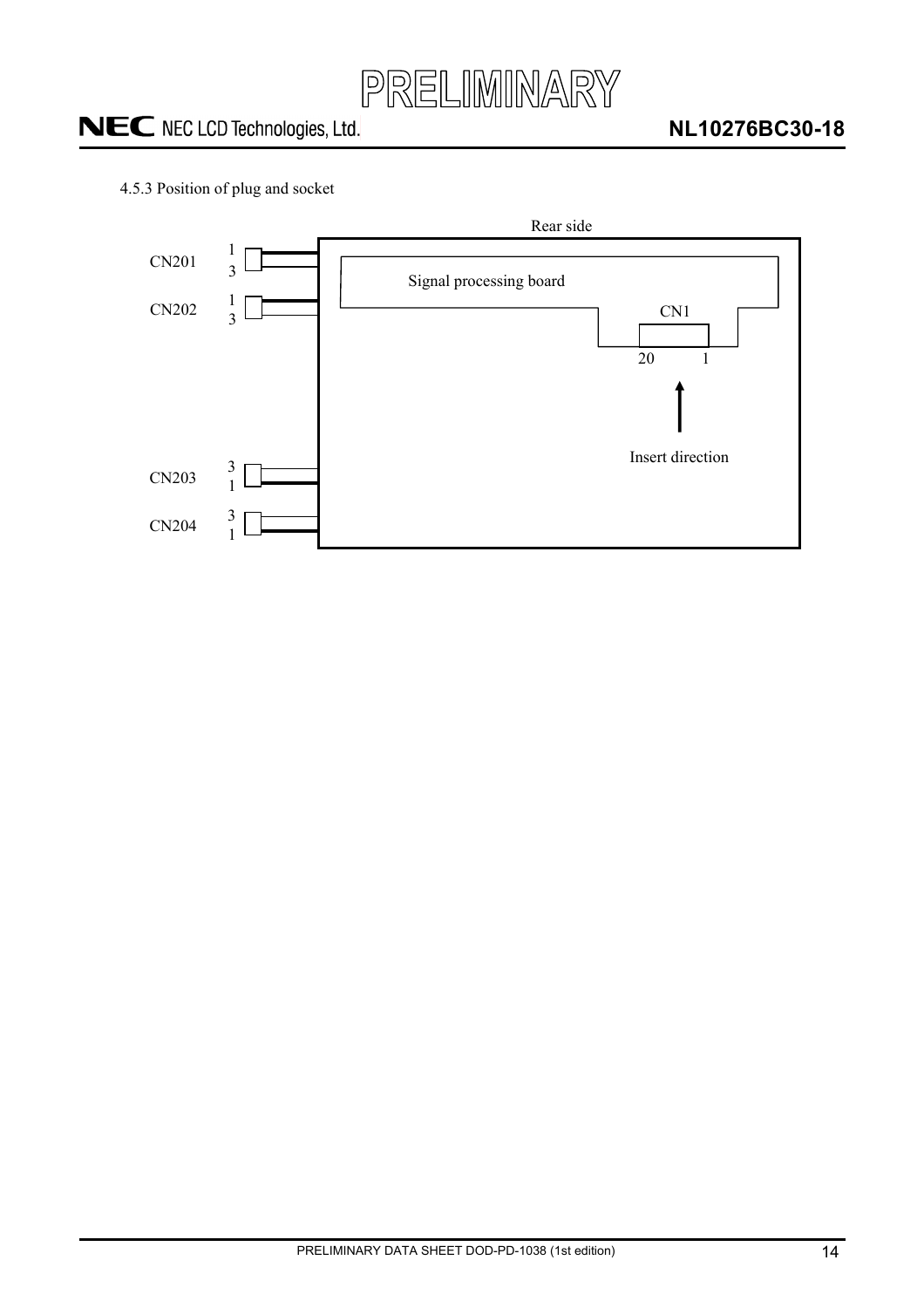4.5.3 Position of plug and socket

Rear side

CN201 1 3

CN202 1 3

Signal processing board

CN1

20 1

Insert direction

CN203 3 1

CN204 3 1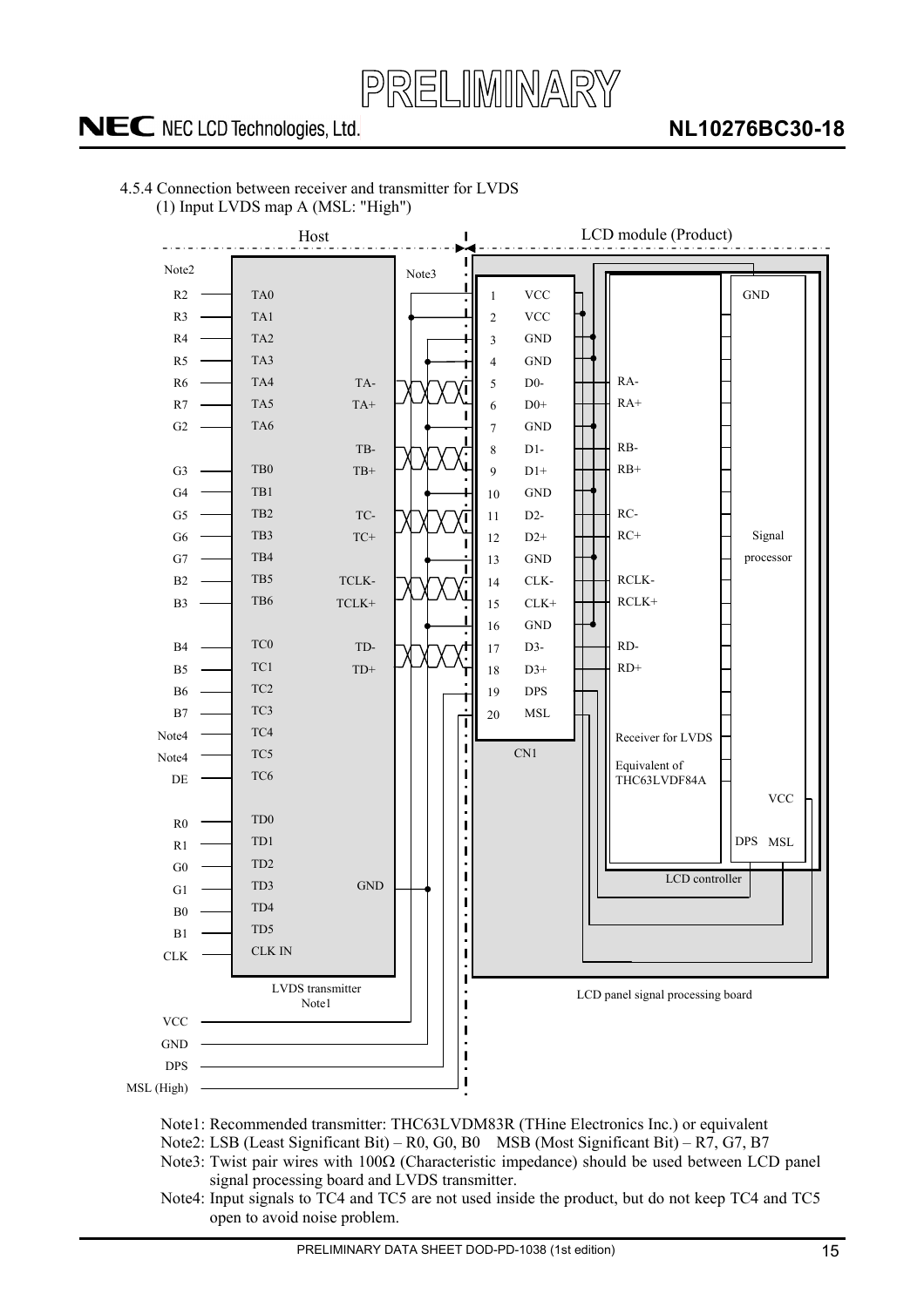4.5.4 Connection between receiver and transmitter for LVDS

(1) Input LVDS map A (MSL: "High")

| Host signal (Note2) | LVDS transmitter (Note1) input | Transmitter output | CN1 Pin | CN1 Signal | LCD module receiver |
|---|---|---|---|---|---|
| VCC | | | 1 | VCC | |
| | | | 2 | VCC | |
| GND | | | 3 | GND | |
| | | | 4 | GND | |
| R2 | TA0 | | | | |
| R3 | TA1 | | | | |
| R4 | TA2 | | | | |
| R5 | TA3 | | | | |
| R6 | TA4 | TA- | 5 | D0- | RA- |
| R7 | TA5 | TA+ | 6 | D0+ | RA+ |
| G2 | TA6 | | | | |
| | | GND | 7 | GND | |
| G3 | TB0 | TB- | 8 | D1- | RB- |
| G4 | TB1 | TB+ | 9 | D1+ | RB+ |
| G5 | TB2 | GND | 10 | GND | |
| G6 | TB3 | TC- | 11 | D2- | RC- |
| G7 | TB4 | TC+ | 12 | D2+ | RC+ |
| B2 | TB5 | GND | 13 | GND | |
| B3 | TB6 | TCLK- | 14 | CLK- | RCLK- |
| | | TCLK+ | 15 | CLK+ | RCLK+ |
| | | GND | 16 | GND | |
| B4 | TC0 | TD- | 17 | D3- | RD- |
| B5 | TC1 | TD+ | 18 | D3+ | RD+ |
| B6 | TC2 | | | | |
| B7 | TC3 | | | | |
| Note4 | TC4 | | | | |
| Note4 | TC5 | | | | |
| DE | TC6 | | | | |
| R0 | TD0 | | | | |
| R1 | TD1 | | | | |
| G0 | TD2 | | | | |
| G1 | TD3 | GND | | | |
| B0 | TD4 | | | | |
| B1 | TD5 | | | | |
| CLK | CLK IN | | | | |
| DPS | | | 19 | DPS | DPS (LCD controller) |
| MSL (High) | | | 20 | MSL | MSL (LCD controller) |

Host / LCD module (Product): Receiver for LVDS Equivalent of THC63LVDF84A; Signal processor; LCD controller; LCD panel signal processing board. Connection between LVDS transmitter and CN1 uses twisted pairs (Note3).

Note1: Recommended transmitter: THC63LVDM83R (THine Electronics Inc.) or equivalent

Note2: LSB (Least Significant Bit) – R0, G0, B0 MSB (Most Significant Bit) – R7, G7, B7

Note3: Twist pair wires with 100Ω (Characteristic impedance) should be used between LCD panel signal processing board and LVDS transmitter.

Note4: Input signals to TC4 and TC5 are not used inside the product, but do not keep TC4 and TC5 open to avoid noise problem.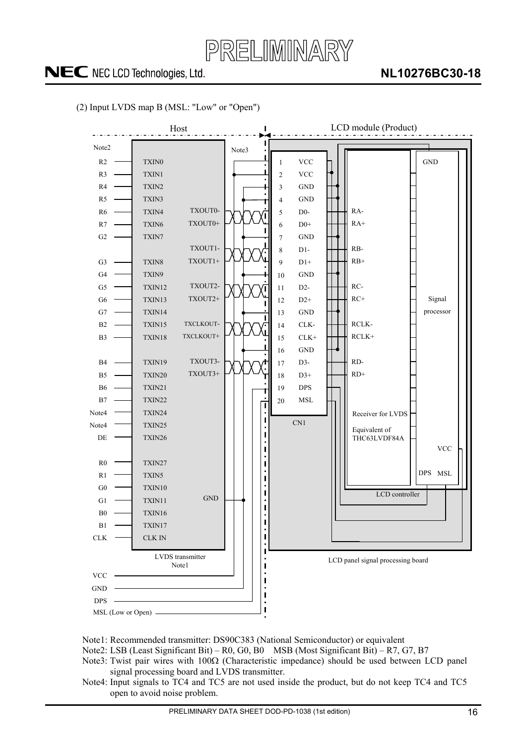(2) Input LVDS map B (MSL: "Low" or "Open")

| Host signal (Note2) | LVDS transmitter (Note1) input | Transmitter output (Note3) | CN1 Pin | CN1 Signal | LCD panel signal processing board |
|---|---|---|---|---|---|
| | | VCC | 1 | VCC | |
| | | VCC | 2 | VCC | |
| | | GND | 3 | GND | |
| | | GND | 4 | GND | |
| R2 | TXIN0 | TXOUT0- | 5 | D0- | RA- |
| R3 | TXIN1 | TXOUT0+ | 6 | D0+ | RA+ |
| R4 | TXIN2 | GND | 7 | GND | |
| R5 | TXIN3 | TXOUT1- | 8 | D1- | RB- |
| R6 | TXIN4 | TXOUT1+ | 9 | D1+ | RB+ |
| R7 | TXIN6 | GND | 10 | GND | |
| G2 | TXIN7 | TXOUT2- | 11 | D2- | RC- |
| G3 | TXIN8 | TXOUT2+ | 12 | D2+ | RC+ |
| G4 | TXIN9 | GND | 13 | GND | |
| G5 | TXIN12 | TXCLKOUT- | 14 | CLK- | RCLK- |
| G6 | TXIN13 | TXCLKOUT+ | 15 | CLK+ | RCLK+ |
| G7 | TXIN14 | GND | 16 | GND | |
| B2 | TXIN15 | TXOUT3- | 17 | D3- | RD- |
| B3 | TXIN18 | TXOUT3+ | 18 | D3+ | RD+ |
| B4 | TXIN19 | DPS | 19 | DPS | DPS |
| B5 | TXIN20 | MSL (Low or Open) | 20 | MSL | MSL |
| B6 | TXIN21 | | | | |
| B7 | TXIN22 | | | | |
| Note4 | TXIN24 | | | | |
| Note4 | TXIN25 | | | | |
| DE | TXIN26 | | | | |
| R0 | TXIN27 | | | | |
| R1 | TXIN5 | | | | |
| G0 | TXIN10 | | | | |
| G1 | TXIN11 | | | | |
| B0 | TXIN16 | | | | |
| B1 | TXIN17 | | | | |
| CLK | CLK IN | | | | |

LCD module (Product): CN1 → LCD panel signal processing board (LCD controller: Receiver for LVDS, Equivalent of THC63LVDF84A; Signal processor with GND, VCC, DPS, MSL).

Host: VCC, GND, DPS, MSL (Low or Open) connected to the LCD module.

Note1: Recommended transmitter: DS90C383 (National Semiconductor) or equivalent

Note2: LSB (Least Significant Bit) – R0, G0, B0  MSB (Most Significant Bit) – R7, G7, B7

Note3: Twist pair wires with 100Ω (Characteristic impedance) should be used between LCD panel signal processing board and LVDS transmitter.

Note4: Input signals to TC4 and TC5 are not used inside the product, but do not keep TC4 and TC5 open to avoid noise problem.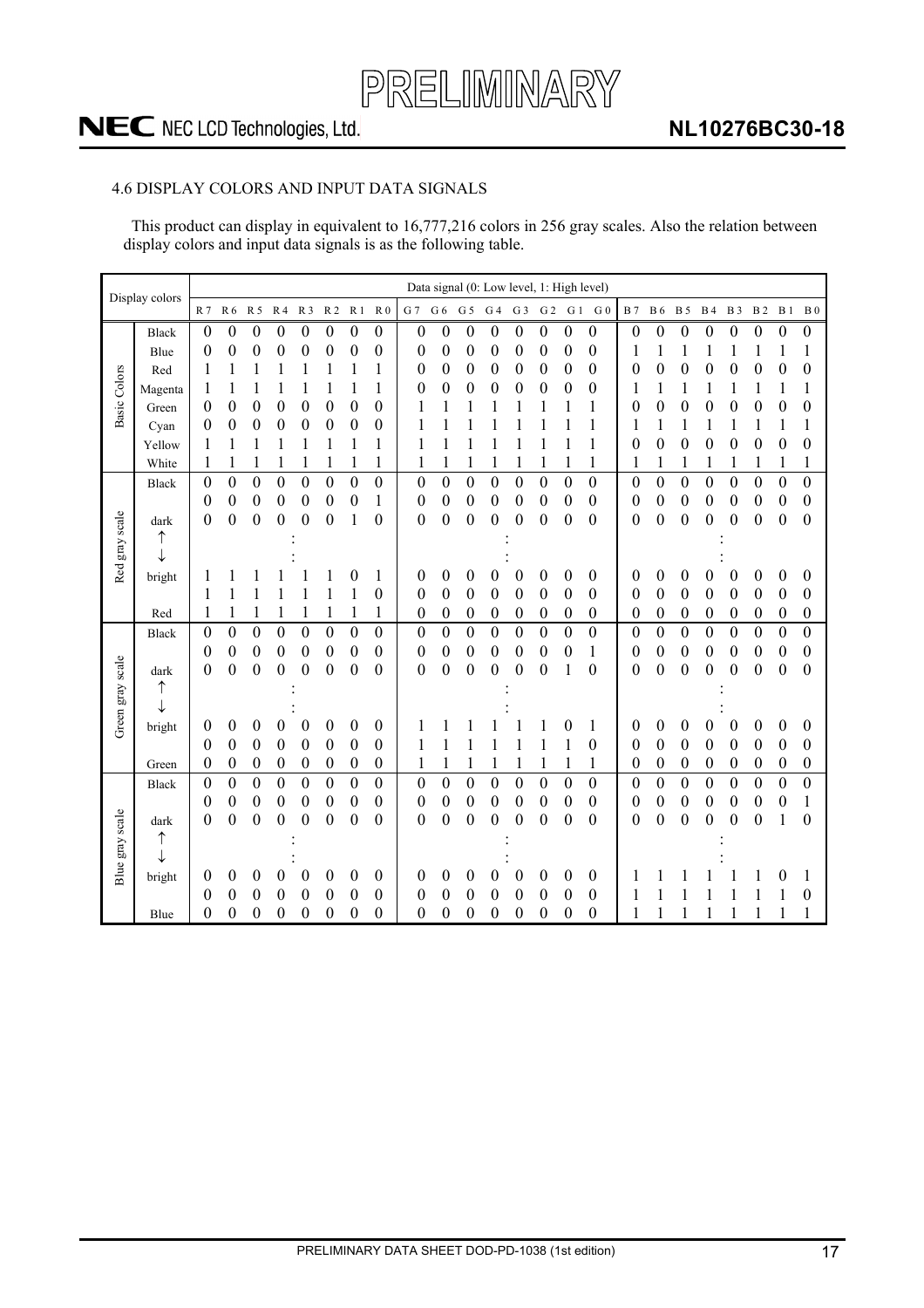## 4.6 DISPLAY COLORS AND INPUT DATA SIGNALS

This product can display in equivalent to 16,777,216 colors in 256 gray scales. Also the relation between display colors and input data signals is as the following table.

| | Display colors | Data signal (0: Low level, 1: High level) | | | | | | | | | | | | | | | | | | | | | | | |
|---|---|---|---|---|---|---|---|---|---|---|---|---|---|---|---|---|---|---|---|---|---|---|---|---|---|
| | | R7 | R6 | R5 | R4 | R3 | R2 | R1 | R0 | G7 | G6 | G5 | G4 | G3 | G2 | G1 | G0 | B7 | B6 | B5 | B4 | B3 | B2 | B1 | B0 |
| Basic Colors | Black | 0 | 0 | 0 | 0 | 0 | 0 | 0 | 0 | 0 | 0 | 0 | 0 | 0 | 0 | 0 | 0 | 0 | 0 | 0 | 0 | 0 | 0 | 0 | 0 |
| | Blue | 0 | 0 | 0 | 0 | 0 | 0 | 0 | 0 | 0 | 0 | 0 | 0 | 0 | 0 | 0 | 0 | 1 | 1 | 1 | 1 | 1 | 1 | 1 | 1 |
| | Red | 1 | 1 | 1 | 1 | 1 | 1 | 1 | 1 | 0 | 0 | 0 | 0 | 0 | 0 | 0 | 0 | 0 | 0 | 0 | 0 | 0 | 0 | 0 | 0 |
| | Magenta | 1 | 1 | 1 | 1 | 1 | 1 | 1 | 1 | 0 | 0 | 0 | 0 | 0 | 0 | 0 | 0 | 1 | 1 | 1 | 1 | 1 | 1 | 1 | 1 |
| | Green | 0 | 0 | 0 | 0 | 0 | 0 | 0 | 0 | 1 | 1 | 1 | 1 | 1 | 1 | 1 | 1 | 0 | 0 | 0 | 0 | 0 | 0 | 0 | 0 |
| | Cyan | 0 | 0 | 0 | 0 | 0 | 0 | 0 | 0 | 1 | 1 | 1 | 1 | 1 | 1 | 1 | 1 | 1 | 1 | 1 | 1 | 1 | 1 | 1 | 1 |
| | Yellow | 1 | 1 | 1 | 1 | 1 | 1 | 1 | 1 | 1 | 1 | 1 | 1 | 1 | 1 | 1 | 1 | 0 | 0 | 0 | 0 | 0 | 0 | 0 | 0 |
| | White | 1 | 1 | 1 | 1 | 1 | 1 | 1 | 1 | 1 | 1 | 1 | 1 | 1 | 1 | 1 | 1 | 1 | 1 | 1 | 1 | 1 | 1 | 1 | 1 |
| Red gray scale | Black | 0 | 0 | 0 | 0 | 0 | 0 | 0 | 0 | 0 | 0 | 0 | 0 | 0 | 0 | 0 | 0 | 0 | 0 | 0 | 0 | 0 | 0 | 0 | 0 |
| | | 0 | 0 | 0 | 0 | 0 | 0 | 0 | 1 | 0 | 0 | 0 | 0 | 0 | 0 | 0 | 0 | 0 | 0 | 0 | 0 | 0 | 0 | 0 | 0 |
| | dark | 0 | 0 | 0 | 0 | 0 | 0 | 1 | 0 | 0 | 0 | 0 | 0 | 0 | 0 | 0 | 0 | 0 | 0 | 0 | 0 | 0 | 0 | 0 | 0 |
| | ↑<br>↓ | | | | : | | | | | | | | : | | | | | | | | : | | | | |
| | bright | 1 | 1 | 1 | 1 | 1 | 1 | 0 | 1 | 0 | 0 | 0 | 0 | 0 | 0 | 0 | 0 | 0 | 0 | 0 | 0 | 0 | 0 | 0 | 0 |
| | | 1 | 1 | 1 | 1 | 1 | 1 | 1 | 0 | 0 | 0 | 0 | 0 | 0 | 0 | 0 | 0 | 0 | 0 | 0 | 0 | 0 | 0 | 0 | 0 |
| | Red | 1 | 1 | 1 | 1 | 1 | 1 | 1 | 1 | 0 | 0 | 0 | 0 | 0 | 0 | 0 | 0 | 0 | 0 | 0 | 0 | 0 | 0 | 0 | 0 |
| Green gray scale | Black | 0 | 0 | 0 | 0 | 0 | 0 | 0 | 0 | 0 | 0 | 0 | 0 | 0 | 0 | 0 | 0 | 0 | 0 | 0 | 0 | 0 | 0 | 0 | 0 |
| | | 0 | 0 | 0 | 0 | 0 | 0 | 0 | 0 | 0 | 0 | 0 | 0 | 0 | 0 | 0 | 1 | 0 | 0 | 0 | 0 | 0 | 0 | 0 | 0 |
| | dark | 0 | 0 | 0 | 0 | 0 | 0 | 0 | 0 | 0 | 0 | 0 | 0 | 0 | 0 | 1 | 0 | 0 | 0 | 0 | 0 | 0 | 0 | 0 | 0 |
| | ↑<br>↓ | | | | : | | | | | | | | : | | | | | | | | : | | | | |
| | bright | 0 | 0 | 0 | 0 | 0 | 0 | 0 | 0 | 1 | 1 | 1 | 1 | 1 | 1 | 0 | 1 | 0 | 0 | 0 | 0 | 0 | 0 | 0 | 0 |
| | | 0 | 0 | 0 | 0 | 0 | 0 | 0 | 0 | 1 | 1 | 1 | 1 | 1 | 1 | 1 | 0 | 0 | 0 | 0 | 0 | 0 | 0 | 0 | 0 |
| | Green | 0 | 0 | 0 | 0 | 0 | 0 | 0 | 0 | 1 | 1 | 1 | 1 | 1 | 1 | 1 | 1 | 0 | 0 | 0 | 0 | 0 | 0 | 0 | 0 |
| Blue gray scale | Black | 0 | 0 | 0 | 0 | 0 | 0 | 0 | 0 | 0 | 0 | 0 | 0 | 0 | 0 | 0 | 0 | 0 | 0 | 0 | 0 | 0 | 0 | 0 | 0 |
| | | 0 | 0 | 0 | 0 | 0 | 0 | 0 | 0 | 0 | 0 | 0 | 0 | 0 | 0 | 0 | 0 | 0 | 0 | 0 | 0 | 0 | 0 | 0 | 1 |
| | dark | 0 | 0 | 0 | 0 | 0 | 0 | 0 | 0 | 0 | 0 | 0 | 0 | 0 | 0 | 0 | 0 | 0 | 0 | 0 | 0 | 0 | 0 | 1 | 0 |
| | ↑<br>↓ | | | | : | | | | | | | | : | | | | | | | | : | | | | |
| | bright | 0 | 0 | 0 | 0 | 0 | 0 | 0 | 0 | 0 | 0 | 0 | 0 | 0 | 0 | 0 | 0 | 1 | 1 | 1 | 1 | 1 | 1 | 0 | 1 |
| | | 0 | 0 | 0 | 0 | 0 | 0 | 0 | 0 | 0 | 0 | 0 | 0 | 0 | 0 | 0 | 0 | 1 | 1 | 1 | 1 | 1 | 1 | 1 | 0 |
| | Blue | 0 | 0 | 0 | 0 | 0 | 0 | 0 | 0 | 0 | 0 | 0 | 0 | 0 | 0 | 0 | 0 | 1 | 1 | 1 | 1 | 1 | 1 | 1 | 1 |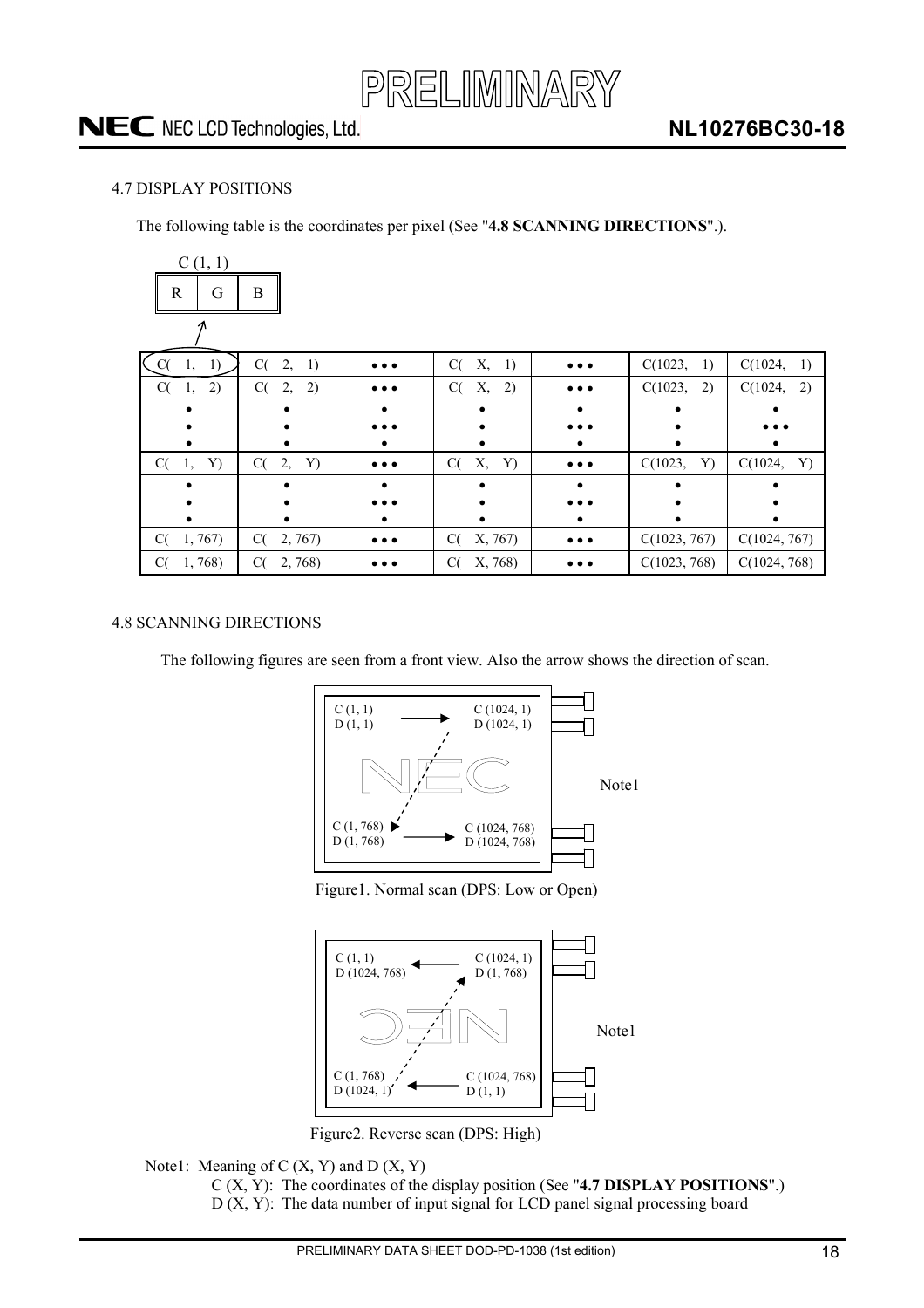## 4.7 DISPLAY POSITIONS

The following table is the coordinates per pixel (See "**4.8 SCANNING DIRECTIONS**".).

C (1, 1)

| R | G | B |
|---|---|---|

| C( 1, 1) | C( 2, 1) | • • • | C( X, 1) | • • • | C(1023, 1) | C(1024, 1) |
|---|---|---|---|---|---|---|
| C( 1, 2) | C( 2, 2) | • • • | C( X, 2) | • • • | C(1023, 2) | C(1024, 2) |
| • | • | • • • | • | • • • | • | • • • |
| C( 1, Y) | C( 2, Y) | • • • | C( X, Y) | • • • | C(1023, Y) | C(1024, Y) |
| • | • | • • • | • | • • • | • | • |
| C( 1, 767) | C( 2, 767) | • • • | C( X, 767) | • • • | C(1023, 767) | C(1024, 767) |
| C( 1, 768) | C( 2, 768) | • • • | C( X, 768) | • • • | C(1023, 768) | C(1024, 768) |

## 4.8 SCANNING DIRECTIONS

The following figures are seen from a front view. Also the arrow shows the direction of scan.

C (1, 1) D (1, 1) → C (1024, 1) D (1024, 1)

C (1, 768) D (1, 768) → C (1024, 768) D (1024, 768)

Note1

Figure1. Normal scan (DPS: Low or Open)

C (1, 1) D (1024, 768) ← C (1024, 1) D (1, 768)

C (1, 768) D (1024, 1) ← C (1024, 768) D (1, 1)

Note1

Figure2. Reverse scan (DPS: High)

Note1: Meaning of C (X, Y) and D (X, Y)

C (X, Y): The coordinates of the display position (See "**4.7 DISPLAY POSITIONS**".)

D (X, Y): The data number of input signal for LCD panel signal processing board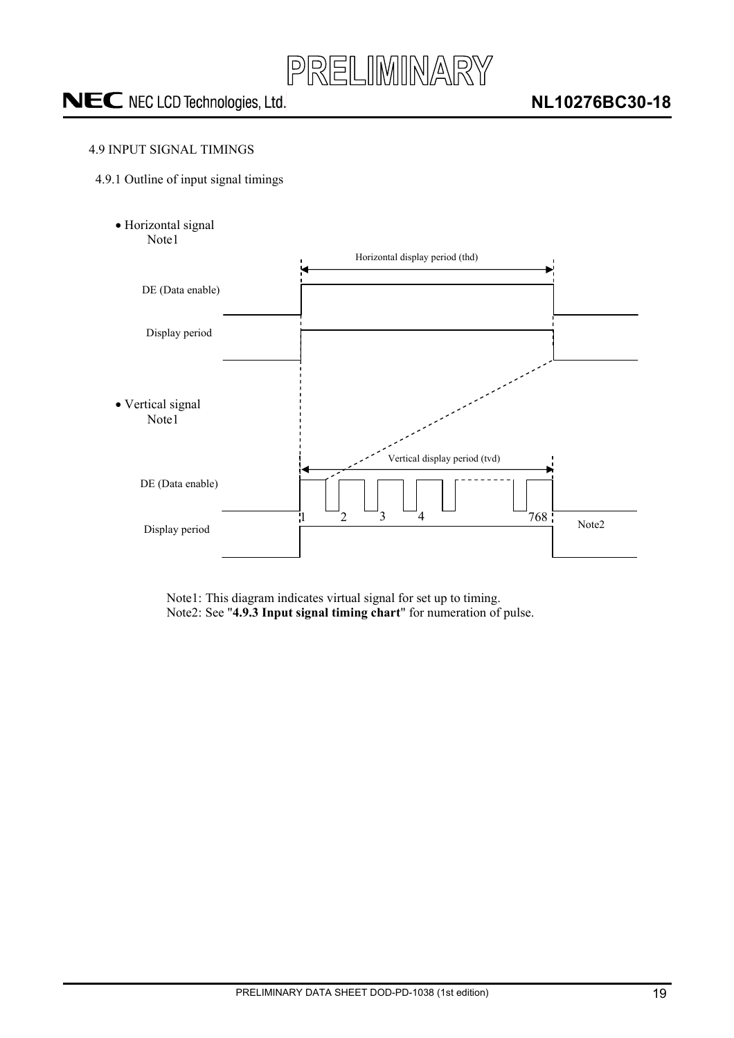### 4.9 INPUT SIGNAL TIMINGS

#### 4.9.1 Outline of input signal timings

- Horizontal signal
  Note1

Horizontal display period (thd)

DE (Data enable)

Display period

- Vertical signal
  Note1

Vertical display period (tvd)

DE (Data enable)

1 2 3 4 768

Display period

Note2

Note1: This diagram indicates virtual signal for set up to timing.
Note2: See "**4.9.3 Input signal timing chart**" for numeration of pulse.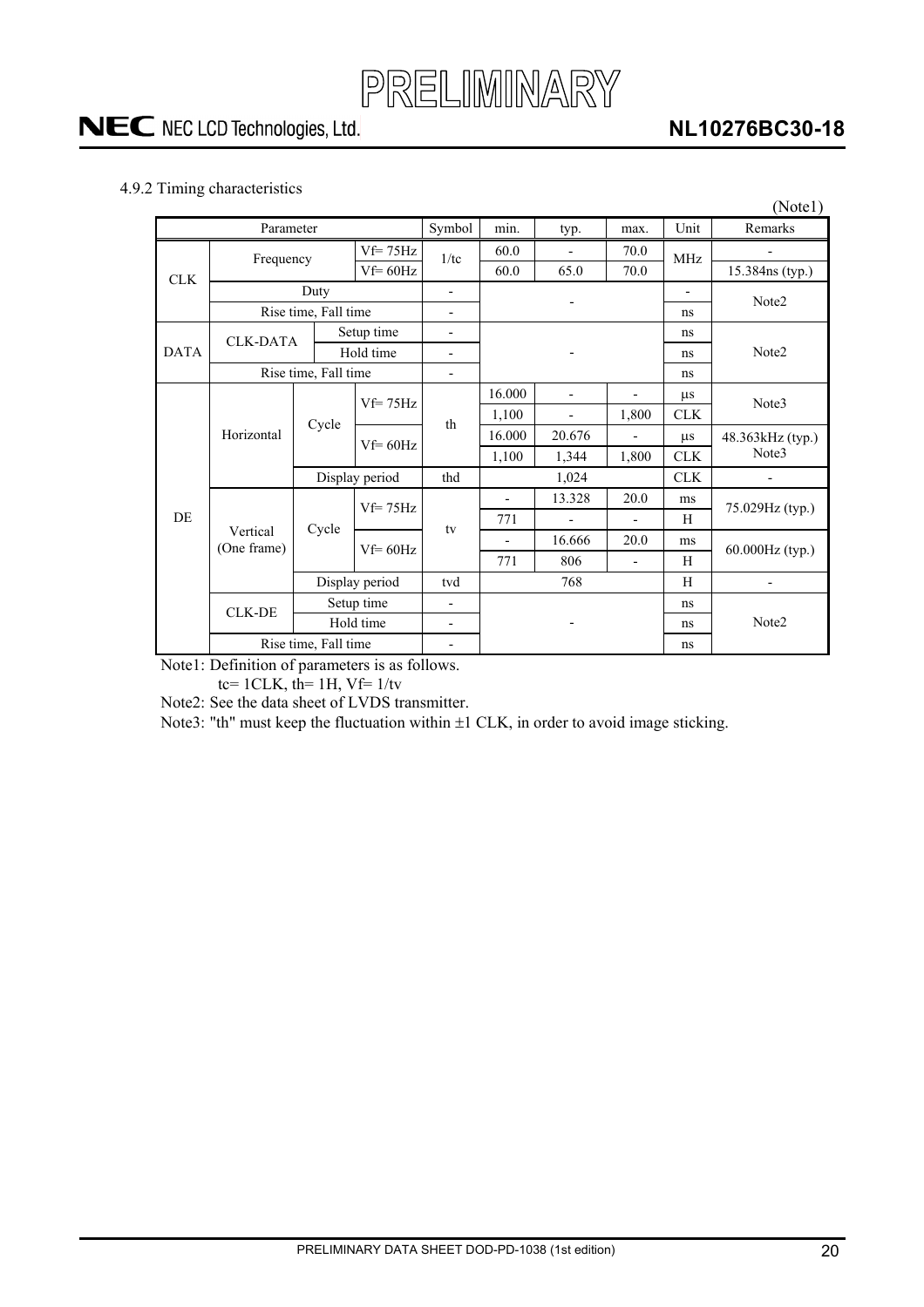4.9.2 Timing characteristics

(Note1)

| Parameter | | | | Symbol | min. | typ. | max. | Unit | Remarks |
|---|---|---|---|---|---|---|---|---|---|
| CLK | Frequency | | Vf= 75Hz | 1/tc | 60.0 | - | 70.0 | MHz | - |
| | | | Vf= 60Hz | | 60.0 | 65.0 | 70.0 | | 15.384ns (typ.) |
| | Duty | | | - | - | | | - | Note2 |
| | Rise time, Fall time | | | - | | | | ns | |
| DATA | CLK-DATA | Setup time | | - | - | | | ns | Note2 |
| | | Hold time | | - | | | | ns | |
| | Rise time, Fall time | | | - | | | | ns | |
| DE | Horizontal | Cycle | Vf= 75Hz | th | 16.000 | - | - | μs | Note3 |
| | | | | | 1,100 | - | 1,800 | CLK | |
| | | | Vf= 60Hz | | 16.000 | 20.676 | - | μs | 48.363kHz (typ.) Note3 |
| | | | | | 1,100 | 1,344 | 1,800 | CLK | |
| | | Display period | | thd | 1,024 | | | CLK | - |
| | Vertical (One frame) | Cycle | Vf= 75Hz | tv | - | 13.328 | 20.0 | ms | 75.029Hz (typ.) |
| | | | | | 771 | - | - | H | |
| | | | Vf= 60Hz | | - | 16.666 | 20.0 | ms | 60.000Hz (typ.) |
| | | | | | 771 | 806 | - | H | |
| | | Display period | | tvd | 768 | | | H | - |
| | CLK-DE | Setup time | | - | - | | | ns | Note2 |
| | | Hold time | | - | | | | ns | |
| | Rise time, Fall time | | | - | | | | ns | |

Note1: Definition of parameters is as follows.
tc= 1CLK, th= 1H, Vf= 1/tv

Note2: See the data sheet of LVDS transmitter.

Note3: "th" must keep the fluctuation within ±1 CLK, in order to avoid image sticking.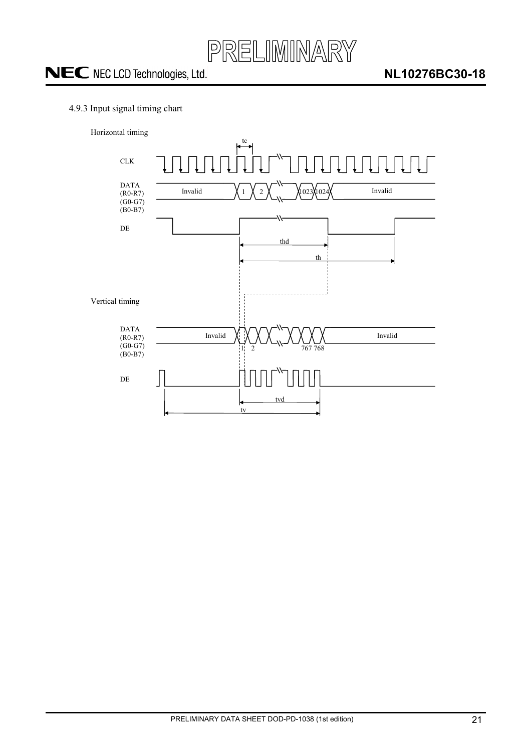### 4.9.3 Input signal timing chart

Horizontal timing

CLK

DATA (R0-R7) (G0-G7) (B0-B7): Invalid | 1 | 2 | 1023 | 1024 | Invalid

DE

tc, thd, th

Vertical timing

DATA (R0-R7) (G0-G7) (B0-B7): Invalid | 1 | 2 | 767 | 768 | Invalid

DE

tvd, tv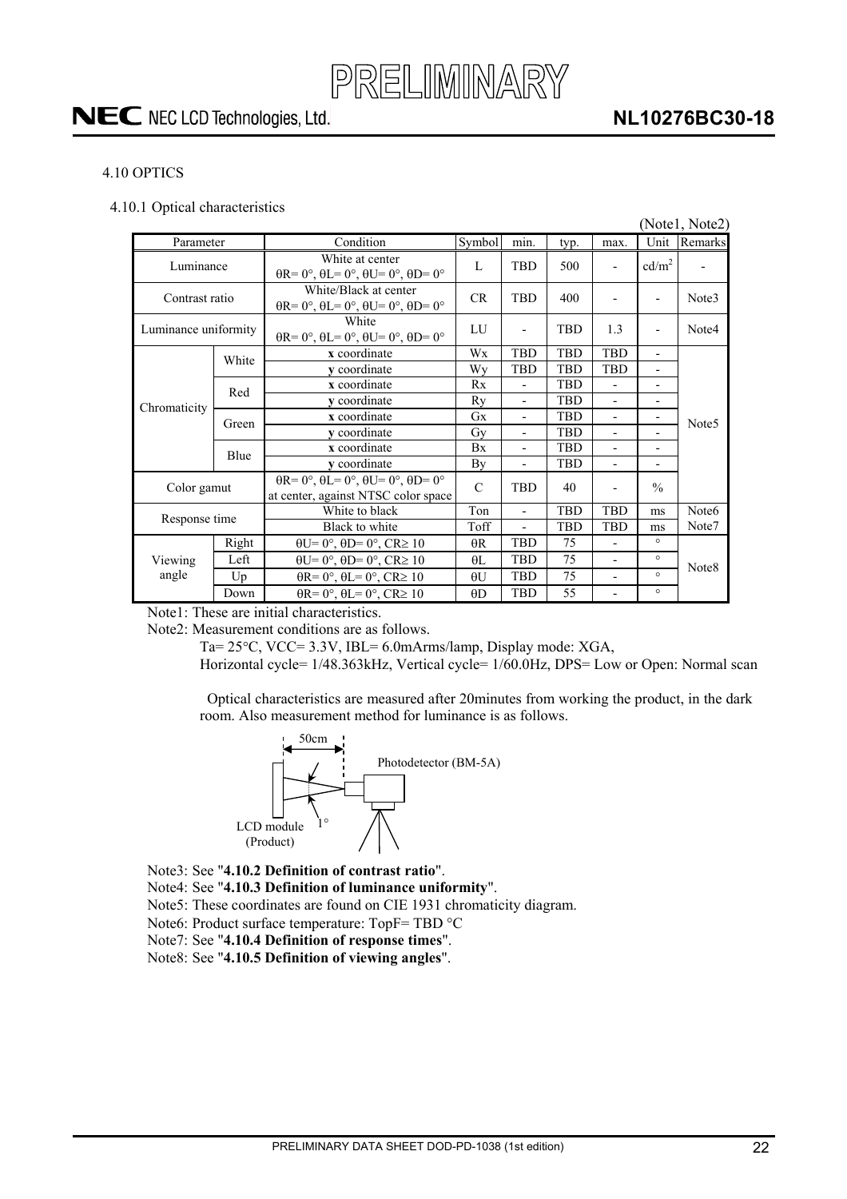## 4.10 OPTICS

### 4.10.1 Optical characteristics

(Note1, Note2)

| Parameter | | Condition | Symbol | min. | typ. | max. | Unit | Remarks |
|---|---|---|---|---|---|---|---|---|
| Luminance | | White at center θR= 0°, θL= 0°, θU= 0°, θD= 0° | L | TBD | 500 | - | $cd/m^2$ | - |
| Contrast ratio | | White/Black at center θR= 0°, θL= 0°, θU= 0°, θD= 0° | CR | TBD | 400 | - | - | Note3 |
| Luminance uniformity | | White θR= 0°, θL= 0°, θU= 0°, θD= 0° | LU | - | TBD | 1.3 | - | Note4 |
| Chromaticity | White | **x** coordinate | Wx | TBD | TBD | TBD | - | Note5 |
| | | **y** coordinate | Wy | TBD | TBD | TBD | - | |
| | Red | **x** coordinate | Rx | - | TBD | - | - | |
| | | **y** coordinate | Ry | - | TBD | - | - | |
| | Green | **x** coordinate | Gx | - | TBD | - | - | |
| | | **y** coordinate | Gy | - | TBD | - | - | |
| | Blue | **x** coordinate | Bx | - | TBD | - | - | |
| | | **y** coordinate | By | - | TBD | - | - | |
| Color gamut | | θR= 0°, θL= 0°, θU= 0°, θD= 0° at center, against NTSC color space | C | TBD | 40 | - | % | |
| Response time | | White to black | Ton | - | TBD | TBD | ms | Note6 |
| | | Black to white | Toff | - | TBD | TBD | ms | Note7 |
| Viewing angle | Right | θU= 0°, θD= 0°, CR≥ 10 | θR | TBD | 75 | - | ° | Note8 |
| | Left | θU= 0°, θD= 0°, CR≥ 10 | θL | TBD | 75 | - | ° | |
| | Up | θR= 0°, θL= 0°, CR≥ 10 | θU | TBD | 75 | - | ° | |
| | Down | θR= 0°, θL= 0°, CR≥ 10 | θD | TBD | 55 | - | ° | |

Note1: These are initial characteristics.

Note2: Measurement conditions are as follows.

Ta= 25°C, VCC= 3.3V, IBL= 6.0mArms/lamp, Display mode: XGA,
Horizontal cycle= 1/48.363kHz, Vertical cycle= 1/60.0Hz, DPS= Low or Open: Normal scan

Optical characteristics are measured after 20minutes from working the product, in the dark room. Also measurement method for luminance is as follows.

50cm
Photodetector (BM-5A)
1°
LCD module (Product)

Note3: See "**4.10.2 Definition of contrast ratio**".

Note4: See "**4.10.3 Definition of luminance uniformity**".

Note5: These coordinates are found on CIE 1931 chromaticity diagram.

Note6: Product surface temperature: TopF= TBD °C

Note7: See "**4.10.4 Definition of response times**".

Note8: See "**4.10.5 Definition of viewing angles**".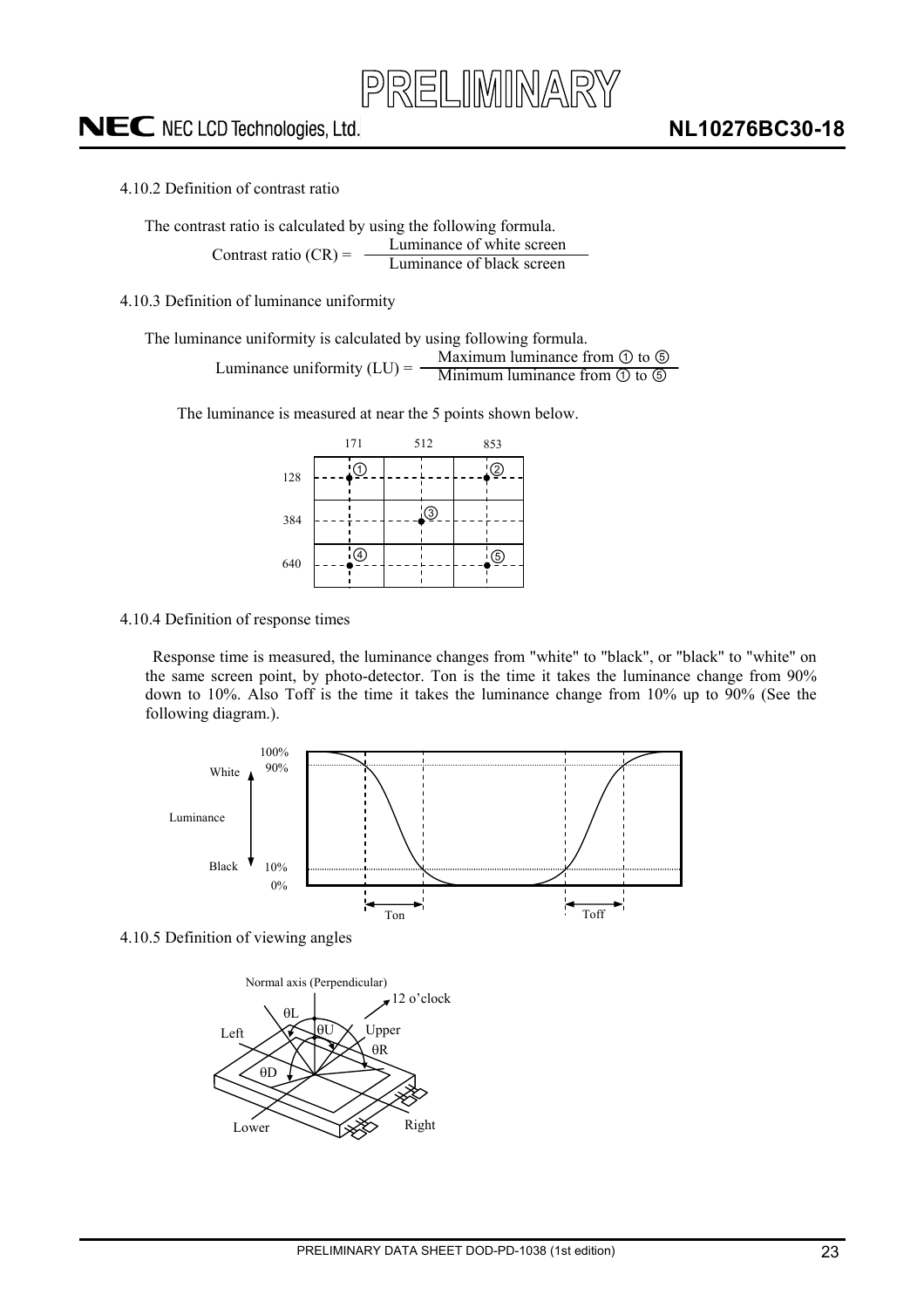#### 4.10.2 Definition of contrast ratio

The contrast ratio is calculated by using the following formula.

$$\text{Contrast ratio (CR)} = \frac{\text{Luminance of white screen}}{\text{Luminance of black screen}}$$

#### 4.10.3 Definition of luminance uniformity

The luminance uniformity is calculated by using following formula.

$$\text{Luminance uniformity (LU)} = \frac{\text{Maximum luminance from ① to ⑤}}{\text{Minimum luminance from ① to ⑤}}$$

The luminance is measured at near the 5 points shown below.

| | 171 | 512 | 853 |
|---|---|---|---|
| 128 | ① | | ② |
| 384 | | ③ | |
| 640 | ④ | | ⑤ |

#### 4.10.4 Definition of response times

Response time is measured, the luminance changes from "white" to "black", or "black" to "white" on the same screen point, by photo-detector. Ton is the time it takes the luminance change from 90% down to 10%. Also Toff is the time it takes the luminance change from 10% up to 90% (See the following diagram.).

White, Luminance, Black; 100%, 90%, 10%, 0%; Ton, Toff

#### 4.10.5 Definition of viewing angles

Normal axis (Perpendicular), 12 o'clock, θL, θU, θR, θD, Left, Upper, Lower, Right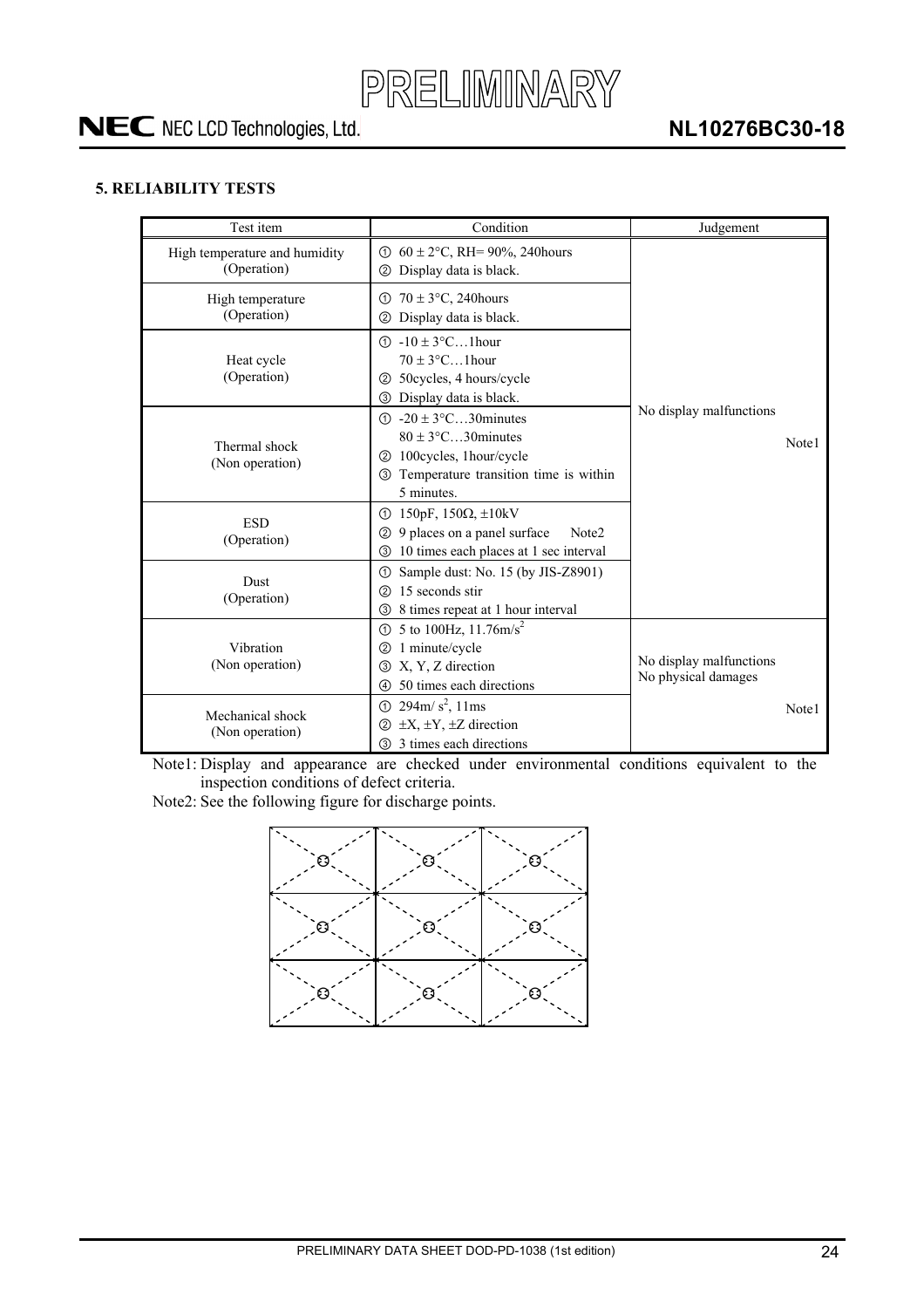## 5. RELIABILITY TESTS

| Test item | Condition | Judgement |
|---|---|---|
| High temperature and humidity (Operation) | ① 60 ± 2°C, RH= 90%, 240hours<br>② Display data is black. | No display malfunctions<br><br>Note1 |
| High temperature (Operation) | ① 70 ± 3°C, 240hours<br>② Display data is black. | |
| Heat cycle (Operation) | ① -10 ± 3°C…1hour<br>70 ± 3°C…1hour<br>② 50cycles, 4 hours/cycle<br>③ Display data is black. | |
| Thermal shock (Non operation) | ① -20 ± 3°C…30minutes<br>80 ± 3°C…30minutes<br>② 100cycles, 1hour/cycle<br>③ Temperature transition time is within 5 minutes. | |
| ESD (Operation) | ① 150pF, 150Ω, ±10kV<br>② 9 places on a panel surface Note2<br>③ 10 times each places at 1 sec interval | |
| Dust (Operation) | ① Sample dust: No. 15 (by JIS-Z8901)<br>② 15 seconds stir<br>③ 8 times repeat at 1 hour interval | |
| Vibration (Non operation) | ① 5 to 100Hz, $11.76m/s^2$<br>② 1 minute/cycle<br>③ X, Y, Z direction<br>④ 50 times each directions | No display malfunctions<br>No physical damages<br><br>Note1 |
| Mechanical shock (Non operation) | ① $294m/s^2$, 11ms<br>② ±X, ±Y, ±Z direction<br>③ 3 times each directions | |

Note1: Display and appearance are checked under environmental conditions equivalent to the inspection conditions of defect criteria.

Note2: See the following figure for discharge points.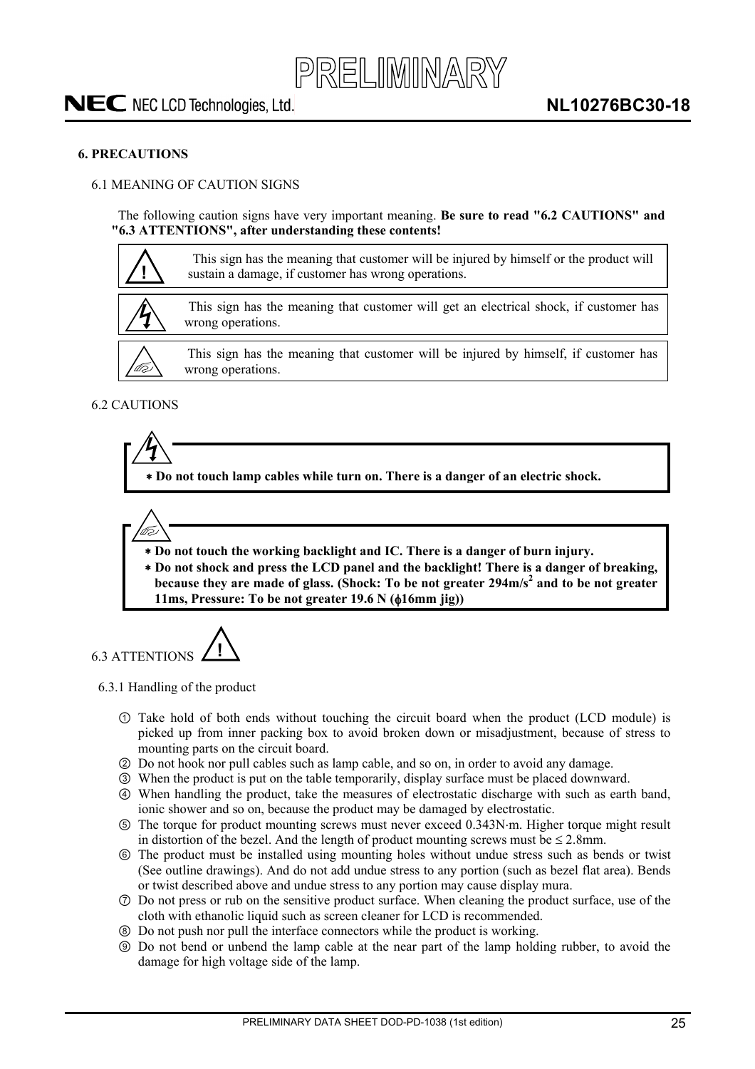## 6. PRECAUTIONS

### 6.1 MEANING OF CAUTION SIGNS

The following caution signs have very important meaning. **Be sure to read "6.2 CAUTIONS" and "6.3 ATTENTIONS", after understanding these contents!**

| Sign | Meaning |
|---|---|
| ! | This sign has the meaning that customer will be injured by himself or the product will sustain a damage, if customer has wrong operations. |
| (electric shock) | This sign has the meaning that customer will get an electrical shock, if customer has wrong operations. |
| (injury) | This sign has the meaning that customer will be injured by himself, if customer has wrong operations. |

### 6.2 CAUTIONS

- **Do not touch lamp cables while turn on. There is a danger of an electric shock.**

- **Do not touch the working backlight and IC. There is a danger of burn injury.**
- **Do not shock and press the LCD panel and the backlight! There is a danger of breaking, because they are made of glass. (Shock: To be not greater 294m/s$^2$ and to be not greater 11ms, Pressure: To be not greater 19.6 N (ϕ16mm jig))**

### 6.3 ATTENTIONS

#### 6.3.1 Handling of the product

① Take hold of both ends without touching the circuit board when the product (LCD module) is picked up from inner packing box to avoid broken down or misadjustment, because of stress to mounting parts on the circuit board.

② Do not hook nor pull cables such as lamp cable, and so on, in order to avoid any damage.

③ When the product is put on the table temporarily, display surface must be placed downward.

④ When handling the product, take the measures of electrostatic discharge with such as earth band, ionic shower and so on, because the product may be damaged by electrostatic.

⑤ The torque for product mounting screws must never exceed 0.343N·m. Higher torque might result in distortion of the bezel. And the length of product mounting screws must be ≤ 2.8mm.

⑥ The product must be installed using mounting holes without undue stress such as bends or twist (See outline drawings). And do not add undue stress to any portion (such as bezel flat area). Bends or twist described above and undue stress to any portion may cause display mura.

⑦ Do not press or rub on the sensitive product surface. When cleaning the product surface, use of the cloth with ethanolic liquid such as screen cleaner for LCD is recommended.

⑧ Do not push nor pull the interface connectors while the product is working.

⑨ Do not bend or unbend the lamp cable at the near part of the lamp holding rubber, to avoid the damage for high voltage side of the lamp.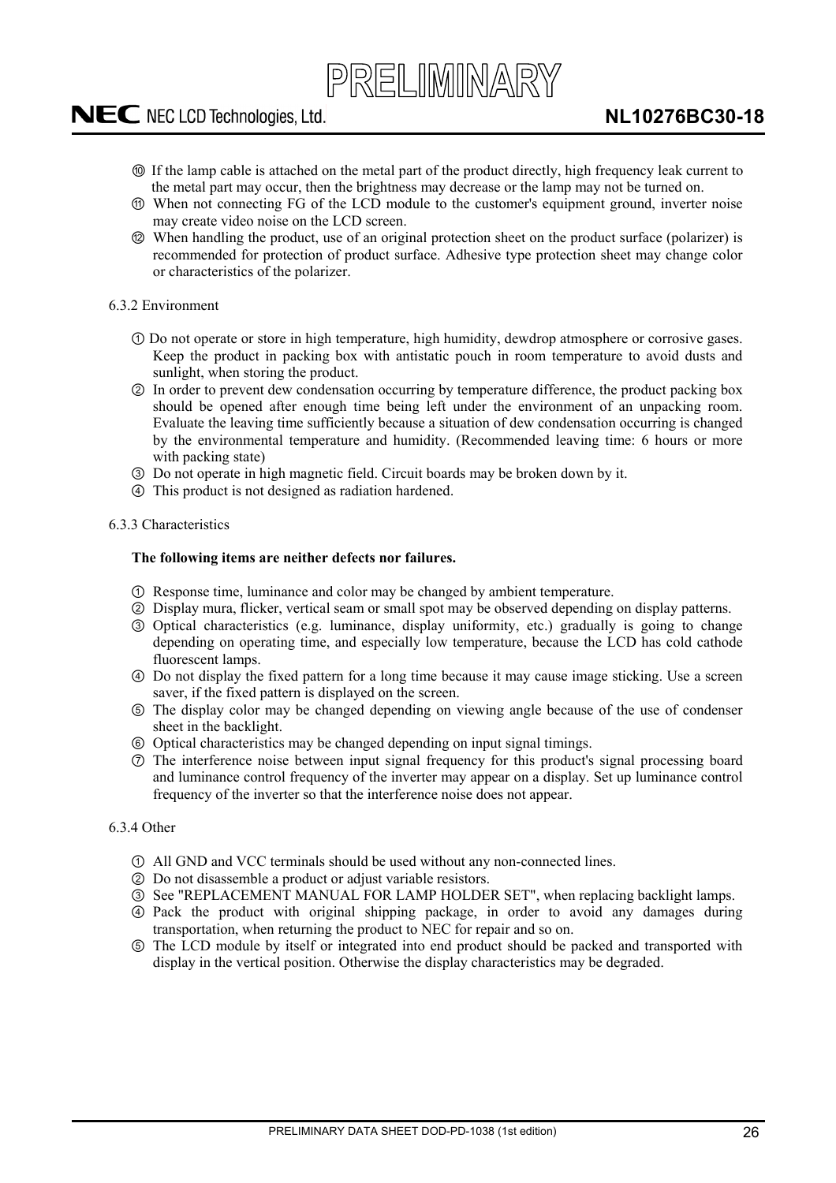⑩ If the lamp cable is attached on the metal part of the product directly, high frequency leak current to the metal part may occur, then the brightness may decrease or the lamp may not be turned on.

⑪ When not connecting FG of the LCD module to the customer's equipment ground, inverter noise may create video noise on the LCD screen.

⑫ When handling the product, use of an original protection sheet on the product surface (polarizer) is recommended for protection of product surface. Adhesive type protection sheet may change color or characteristics of the polarizer.

6.3.2 Environment

① Do not operate or store in high temperature, high humidity, dewdrop atmosphere or corrosive gases. Keep the product in packing box with antistatic pouch in room temperature to avoid dusts and sunlight, when storing the product.

② In order to prevent dew condensation occurring by temperature difference, the product packing box should be opened after enough time being left under the environment of an unpacking room. Evaluate the leaving time sufficiently because a situation of dew condensation occurring is changed by the environmental temperature and humidity. (Recommended leaving time: 6 hours or more with packing state)

③ Do not operate in high magnetic field. Circuit boards may be broken down by it.

④ This product is not designed as radiation hardened.

6.3.3 Characteristics

**The following items are neither defects nor failures.**

① Response time, luminance and color may be changed by ambient temperature.

② Display mura, flicker, vertical seam or small spot may be observed depending on display patterns.

③ Optical characteristics (e.g. luminance, display uniformity, etc.) gradually is going to change depending on operating time, and especially low temperature, because the LCD has cold cathode fluorescent lamps.

④ Do not display the fixed pattern for a long time because it may cause image sticking. Use a screen saver, if the fixed pattern is displayed on the screen.

⑤ The display color may be changed depending on viewing angle because of the use of condenser sheet in the backlight.

⑥ Optical characteristics may be changed depending on input signal timings.

⑦ The interference noise between input signal frequency for this product's signal processing board and luminance control frequency of the inverter may appear on a display. Set up luminance control frequency of the inverter so that the interference noise does not appear.

6.3.4 Other

① All GND and VCC terminals should be used without any non-connected lines.

② Do not disassemble a product or adjust variable resistors.

③ See "REPLACEMENT MANUAL FOR LAMP HOLDER SET", when replacing backlight lamps.

④ Pack the product with original shipping package, in order to avoid any damages during transportation, when returning the product to NEC for repair and so on.

⑤ The LCD module by itself or integrated into end product should be packed and transported with display in the vertical position. Otherwise the display characteristics may be degraded.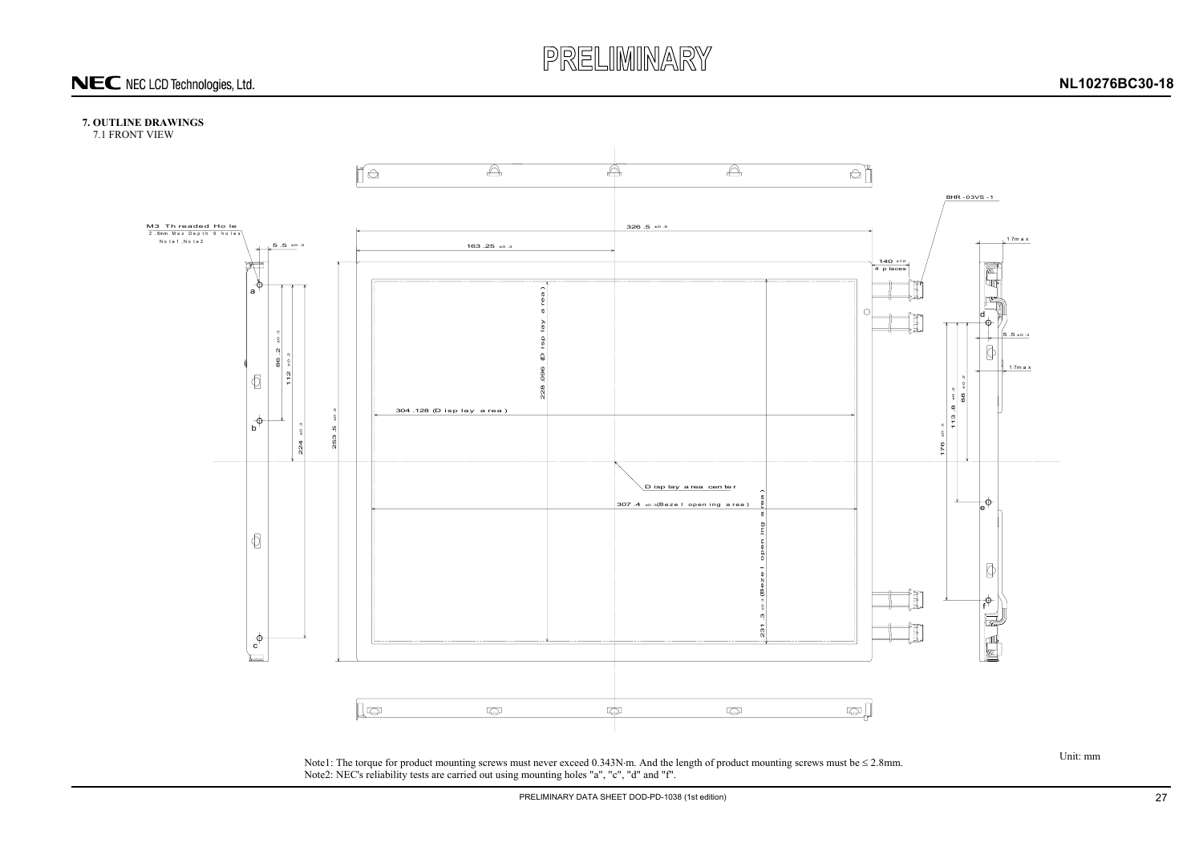## 7. OUTLINE DRAWINGS

7.1 FRONT VIEW

M3 Threaded Hole
2.8mm Max Depth 6 holes
Note1, Note2

BHR-03VS-1

Display area center

Note1: The torque for product mounting screws must never exceed 0.343N·m. And the length of product mounting screws must be ≤ 2.8mm.
Note2: NEC's reliability tests are carried out using mounting holes "a", "c", "d" and "f".

Unit: mm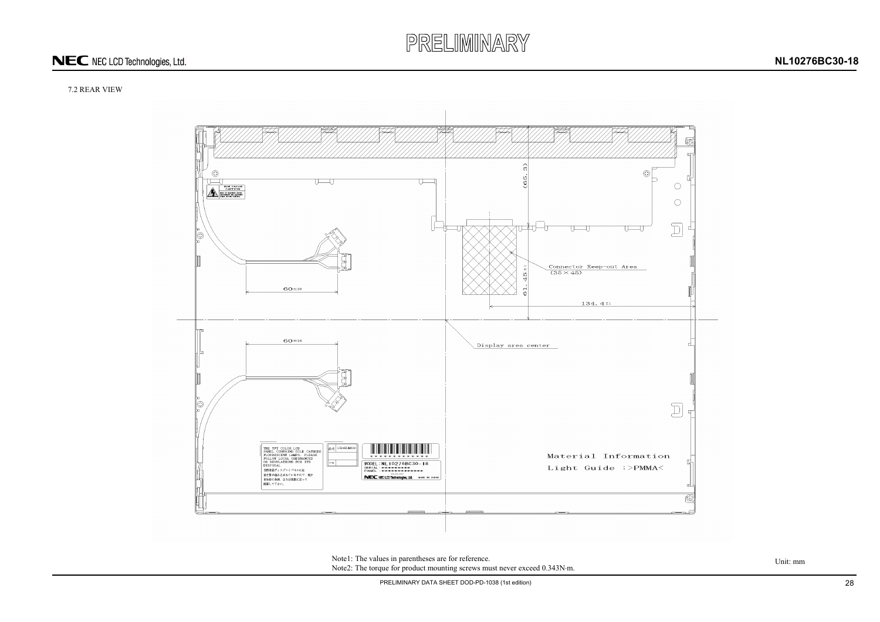7.2 REAR VIEW

(65.3)

Connector Keep-out Area
(35 × 45)

61.45±1

134.4±1

60±10

60±10

Display area center

Material Information

Light Guide :>PMMA<

Note1: The values in parentheses are for reference.
Note2: The torque for product mounting screws must never exceed 0.343N·m.

Unit: mm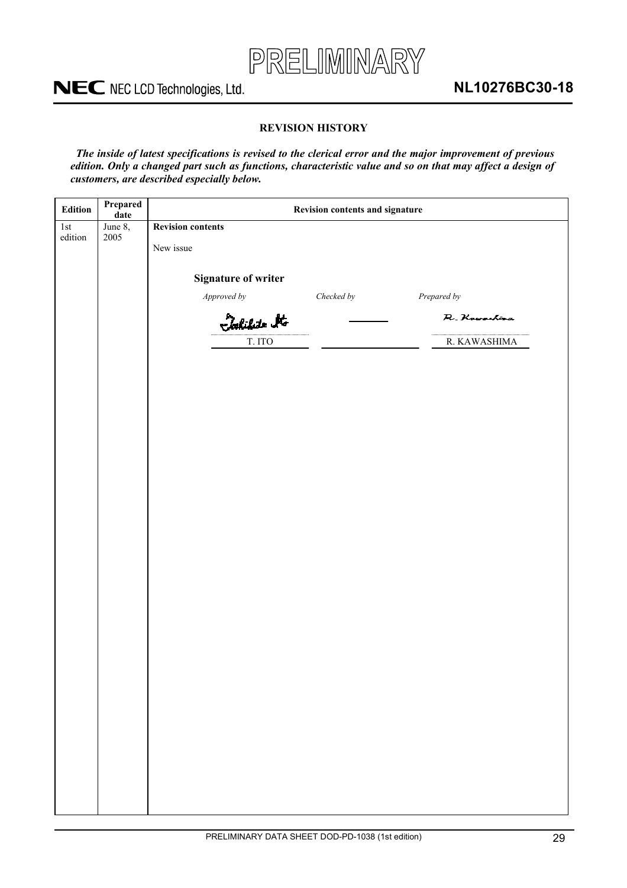## REVISION HISTORY

***The inside of latest specifications is revised to the clerical error and the major improvement of previous edition. Only a changed part such as functions, characteristic value and so on that may affect a design of customers, are described especially below.***

| Edition | Prepared date | Revision contents and signature |
|---|---|---|
| 1st edition | June 8, 2005 | **Revision contents**<br><br>New issue<br><br>**Signature of writer**<br><br>*Approved by* T. ITO<br>*Checked by*<br>*Prepared by* R. KAWASHIMA |